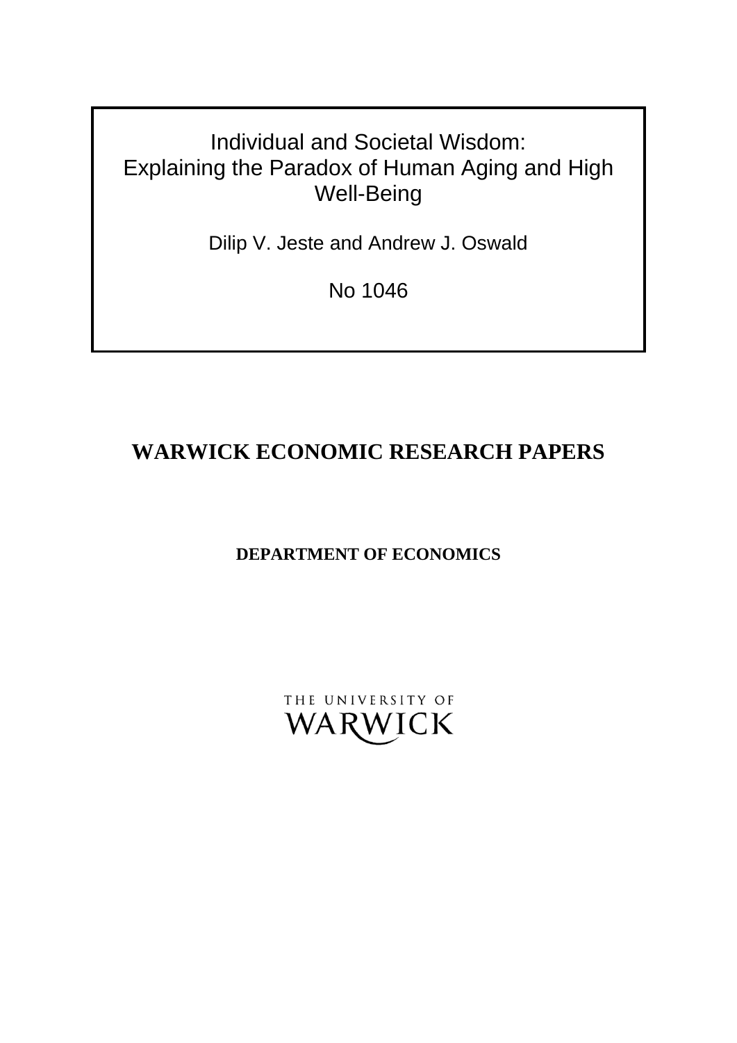# Individual and Societal Wisdom: Explaining the Paradox of Human Aging and High Well-Being

Dilip V. Jeste and Andrew J. Oswald

No 1046

## WARWICK ECONOMIC RESEARCH PAPERS

### DEPARTMENT OF ECONOMICS

THE UNIVERSITY OF WARWICK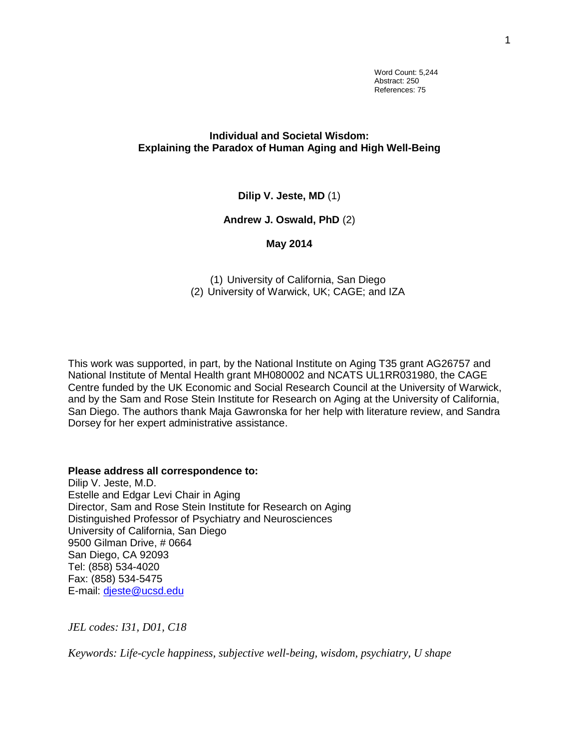Word Count: 5,244
Abstract: 250
References: 75

# Individual and Societal Wisdom: Explaining the Paradox of Human Aging and High Well-Being

**Dilip V. Jeste, MD** (1)

**Andrew J. Oswald, PhD** (2)

**May 2014**

(1) University of California, San Diego
(2) University of Warwick, UK; CAGE; and IZA

This work was supported, in part, by the National Institute on Aging T35 grant AG26757 and National Institute of Mental Health grant MH080002 and NCATS UL1RR031980, the CAGE Centre funded by the UK Economic and Social Research Council at the University of Warwick, and by the Sam and Rose Stein Institute for Research on Aging at the University of California, San Diego. The authors thank Maja Gawronska for her help with literature review, and Sandra Dorsey for her expert administrative assistance.

**Please address all correspondence to:**
Dilip V. Jeste, M.D.
Estelle and Edgar Levi Chair in Aging
Director, Sam and Rose Stein Institute for Research on Aging
Distinguished Professor of Psychiatry and Neurosciences
University of California, San Diego
9500 Gilman Drive, # 0664
San Diego, CA 92093
Tel: (858) 534-4020
Fax: (858) 534-5475
E-mail: djeste@ucsd.edu

*JEL codes: I31, D01, C18*

*Keywords: Life-cycle happiness, subjective well-being, wisdom, psychiatry, U shape*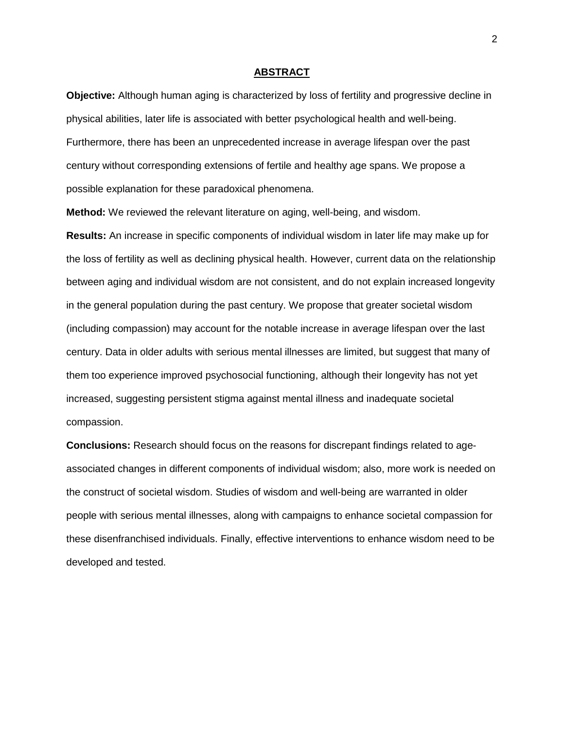## ABSTRACT

**Objective:** Although human aging is characterized by loss of fertility and progressive decline in physical abilities, later life is associated with better psychological health and well-being. Furthermore, there has been an unprecedented increase in average lifespan over the past century without corresponding extensions of fertile and healthy age spans. We propose a possible explanation for these paradoxical phenomena.

**Method:** We reviewed the relevant literature on aging, well-being, and wisdom.

**Results:** An increase in specific components of individual wisdom in later life may make up for the loss of fertility as well as declining physical health. However, current data on the relationship between aging and individual wisdom are not consistent, and do not explain increased longevity in the general population during the past century. We propose that greater societal wisdom (including compassion) may account for the notable increase in average lifespan over the last century. Data in older adults with serious mental illnesses are limited, but suggest that many of them too experience improved psychosocial functioning, although their longevity has not yet increased, suggesting persistent stigma against mental illness and inadequate societal compassion.

**Conclusions:** Research should focus on the reasons for discrepant findings related to age-associated changes in different components of individual wisdom; also, more work is needed on the construct of societal wisdom. Studies of wisdom and well-being are warranted in older people with serious mental illnesses, along with campaigns to enhance societal compassion for these disenfranchised individuals. Finally, effective interventions to enhance wisdom need to be developed and tested.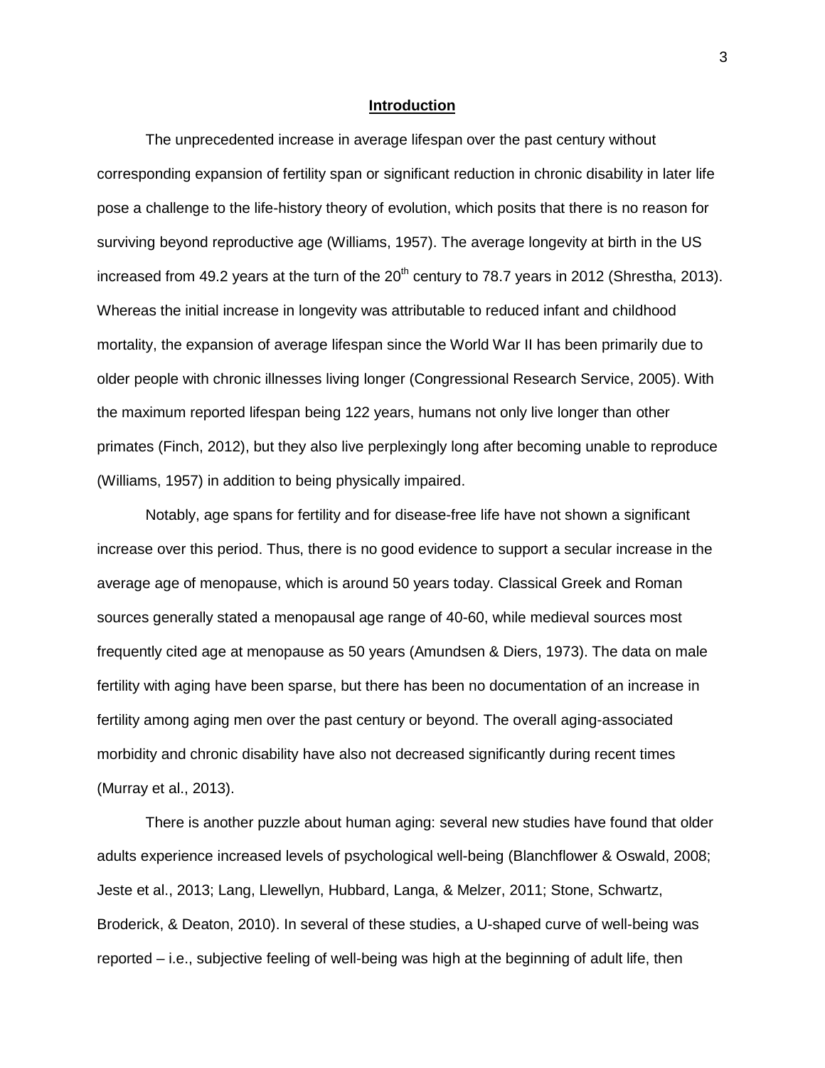## Introduction

The unprecedented increase in average lifespan over the past century without corresponding expansion of fertility span or significant reduction in chronic disability in later life pose a challenge to the life-history theory of evolution, which posits that there is no reason for surviving beyond reproductive age (Williams, 1957). The average longevity at birth in the US increased from 49.2 years at the turn of the 20$^{th}$ century to 78.7 years in 2012 (Shrestha, 2013). Whereas the initial increase in longevity was attributable to reduced infant and childhood mortality, the expansion of average lifespan since the World War II has been primarily due to older people with chronic illnesses living longer (Congressional Research Service, 2005). With the maximum reported lifespan being 122 years, humans not only live longer than other primates (Finch, 2012), but they also live perplexingly long after becoming unable to reproduce (Williams, 1957) in addition to being physically impaired.

Notably, age spans for fertility and for disease-free life have not shown a significant increase over this period. Thus, there is no good evidence to support a secular increase in the average age of menopause, which is around 50 years today. Classical Greek and Roman sources generally stated a menopausal age range of 40-60, while medieval sources most frequently cited age at menopause as 50 years (Amundsen & Diers, 1973). The data on male fertility with aging have been sparse, but there has been no documentation of an increase in fertility among aging men over the past century or beyond. The overall aging-associated morbidity and chronic disability have also not decreased significantly during recent times (Murray et al., 2013).

There is another puzzle about human aging: several new studies have found that older adults experience increased levels of psychological well-being (Blanchflower & Oswald, 2008; Jeste et al., 2013; Lang, Llewellyn, Hubbard, Langa, & Melzer, 2011; Stone, Schwartz, Broderick, & Deaton, 2010). In several of these studies, a U-shaped curve of well-being was reported – i.e., subjective feeling of well-being was high at the beginning of adult life, then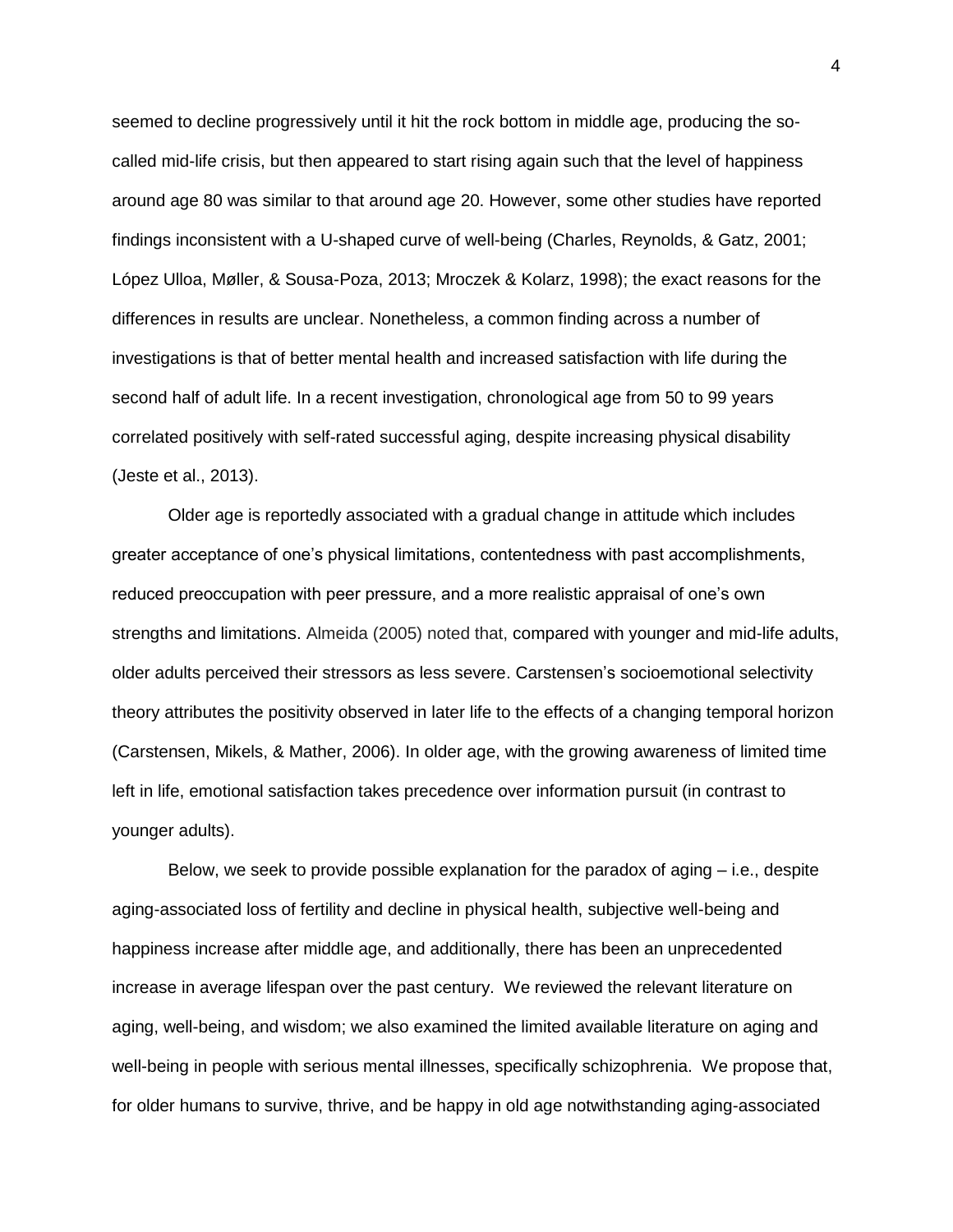seemed to decline progressively until it hit the rock bottom in middle age, producing the so-called mid-life crisis, but then appeared to start rising again such that the level of happiness around age 80 was similar to that around age 20. However, some other studies have reported findings inconsistent with a U-shaped curve of well-being (Charles, Reynolds, & Gatz, 2001; López Ulloa, Møller, & Sousa-Poza, 2013; Mroczek & Kolarz, 1998); the exact reasons for the differences in results are unclear. Nonetheless, a common finding across a number of investigations is that of better mental health and increased satisfaction with life during the second half of adult life. In a recent investigation, chronological age from 50 to 99 years correlated positively with self-rated successful aging, despite increasing physical disability (Jeste et al., 2013).

Older age is reportedly associated with a gradual change in attitude which includes greater acceptance of one's physical limitations, contentedness with past accomplishments, reduced preoccupation with peer pressure, and a more realistic appraisal of one's own strengths and limitations. Almeida (2005) noted that, compared with younger and mid-life adults, older adults perceived their stressors as less severe. Carstensen's socioemotional selectivity theory attributes the positivity observed in later life to the effects of a changing temporal horizon (Carstensen, Mikels, & Mather, 2006). In older age, with the growing awareness of limited time left in life, emotional satisfaction takes precedence over information pursuit (in contrast to younger adults).

Below, we seek to provide possible explanation for the paradox of aging – i.e., despite aging-associated loss of fertility and decline in physical health, subjective well-being and happiness increase after middle age, and additionally, there has been an unprecedented increase in average lifespan over the past century. We reviewed the relevant literature on aging, well-being, and wisdom; we also examined the limited available literature on aging and well-being in people with serious mental illnesses, specifically schizophrenia. We propose that, for older humans to survive, thrive, and be happy in old age notwithstanding aging-associated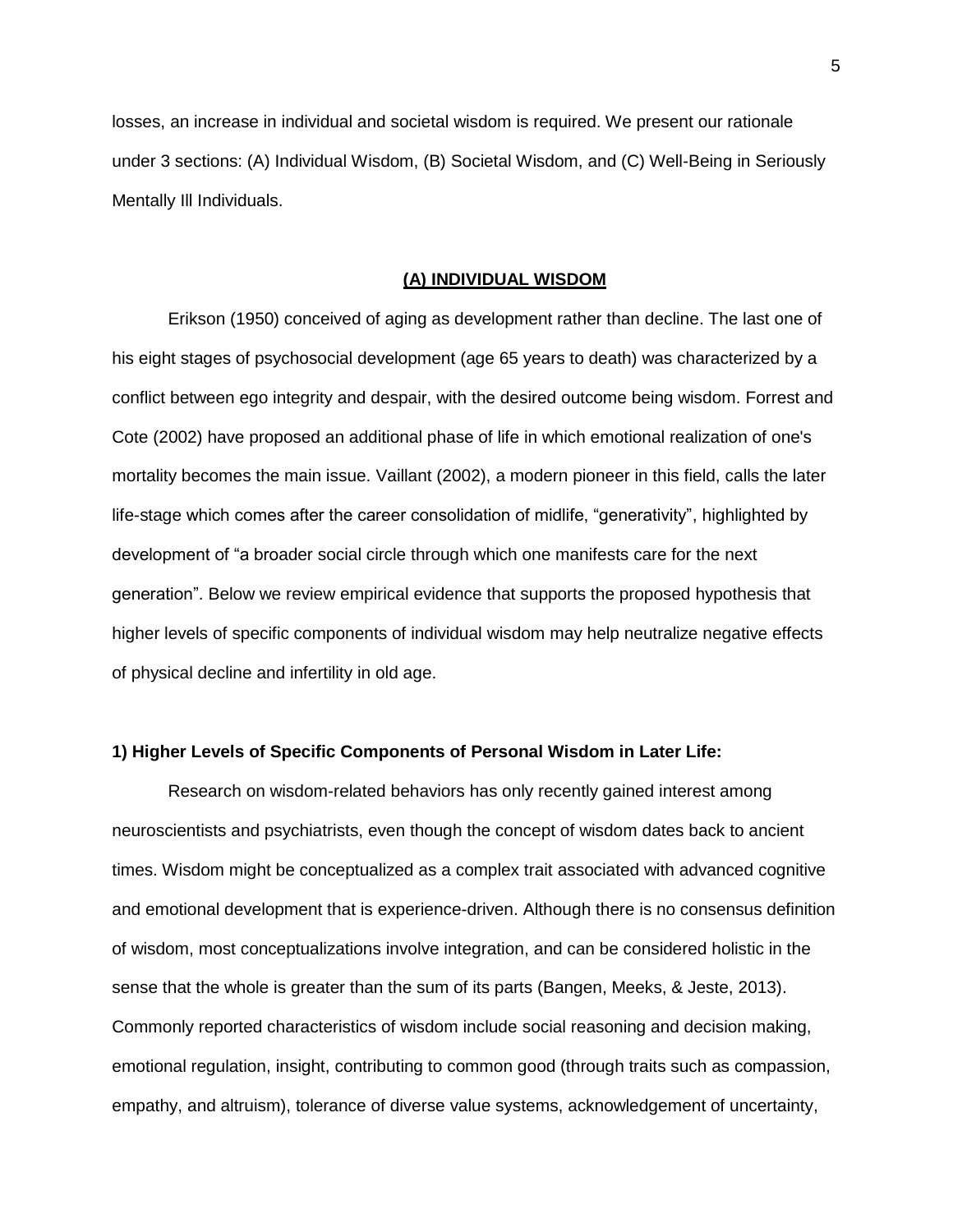losses, an increase in individual and societal wisdom is required. We present our rationale under 3 sections: (A) Individual Wisdom, (B) Societal Wisdom, and (C) Well-Being in Seriously Mentally Ill Individuals.

## (A) INDIVIDUAL WISDOM

Erikson (1950) conceived of aging as development rather than decline. The last one of his eight stages of psychosocial development (age 65 years to death) was characterized by a conflict between ego integrity and despair, with the desired outcome being wisdom. Forrest and Cote (2002) have proposed an additional phase of life in which emotional realization of one's mortality becomes the main issue. Vaillant (2002), a modern pioneer in this field, calls the later life-stage which comes after the career consolidation of midlife, "generativity", highlighted by development of "a broader social circle through which one manifests care for the next generation". Below we review empirical evidence that supports the proposed hypothesis that higher levels of specific components of individual wisdom may help neutralize negative effects of physical decline and infertility in old age.

### 1) Higher Levels of Specific Components of Personal Wisdom in Later Life:

Research on wisdom-related behaviors has only recently gained interest among neuroscientists and psychiatrists, even though the concept of wisdom dates back to ancient times. Wisdom might be conceptualized as a complex trait associated with advanced cognitive and emotional development that is experience-driven. Although there is no consensus definition of wisdom, most conceptualizations involve integration, and can be considered holistic in the sense that the whole is greater than the sum of its parts (Bangen, Meeks, & Jeste, 2013). Commonly reported characteristics of wisdom include social reasoning and decision making, emotional regulation, insight, contributing to common good (through traits such as compassion, empathy, and altruism), tolerance of diverse value systems, acknowledgement of uncertainty,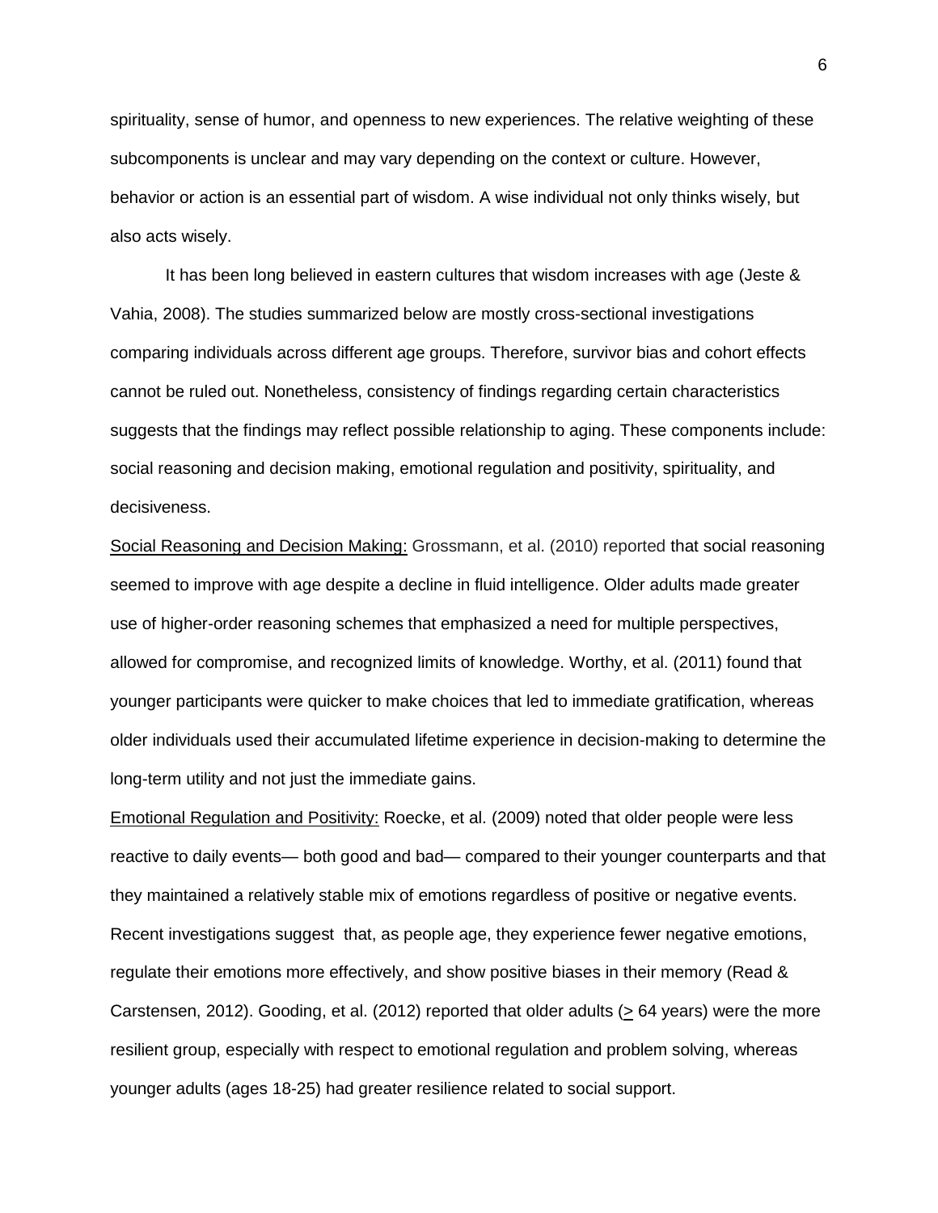spirituality, sense of humor, and openness to new experiences. The relative weighting of these subcomponents is unclear and may vary depending on the context or culture. However, behavior or action is an essential part of wisdom. A wise individual not only thinks wisely, but also acts wisely.

It has been long believed in eastern cultures that wisdom increases with age (Jeste & Vahia, 2008). The studies summarized below are mostly cross-sectional investigations comparing individuals across different age groups. Therefore, survivor bias and cohort effects cannot be ruled out. Nonetheless, consistency of findings regarding certain characteristics suggests that the findings may reflect possible relationship to aging. These components include: social reasoning and decision making, emotional regulation and positivity, spirituality, and decisiveness.

<u>Social Reasoning and Decision Making:</u> Grossmann, et al. (2010) reported that social reasoning seemed to improve with age despite a decline in fluid intelligence. Older adults made greater use of higher-order reasoning schemes that emphasized a need for multiple perspectives, allowed for compromise, and recognized limits of knowledge. Worthy, et al. (2011) found that younger participants were quicker to make choices that led to immediate gratification, whereas older individuals used their accumulated lifetime experience in decision-making to determine the long-term utility and not just the immediate gains.

<u>Emotional Regulation and Positivity:</u> Roecke, et al. (2009) noted that older people were less reactive to daily events— both good and bad— compared to their younger counterparts and that they maintained a relatively stable mix of emotions regardless of positive or negative events. Recent investigations suggest that, as people age, they experience fewer negative emotions, regulate their emotions more effectively, and show positive biases in their memory (Read & Carstensen, 2012). Gooding, et al. (2012) reported that older adults (≥ 64 years) were the more resilient group, especially with respect to emotional regulation and problem solving, whereas younger adults (ages 18-25) had greater resilience related to social support.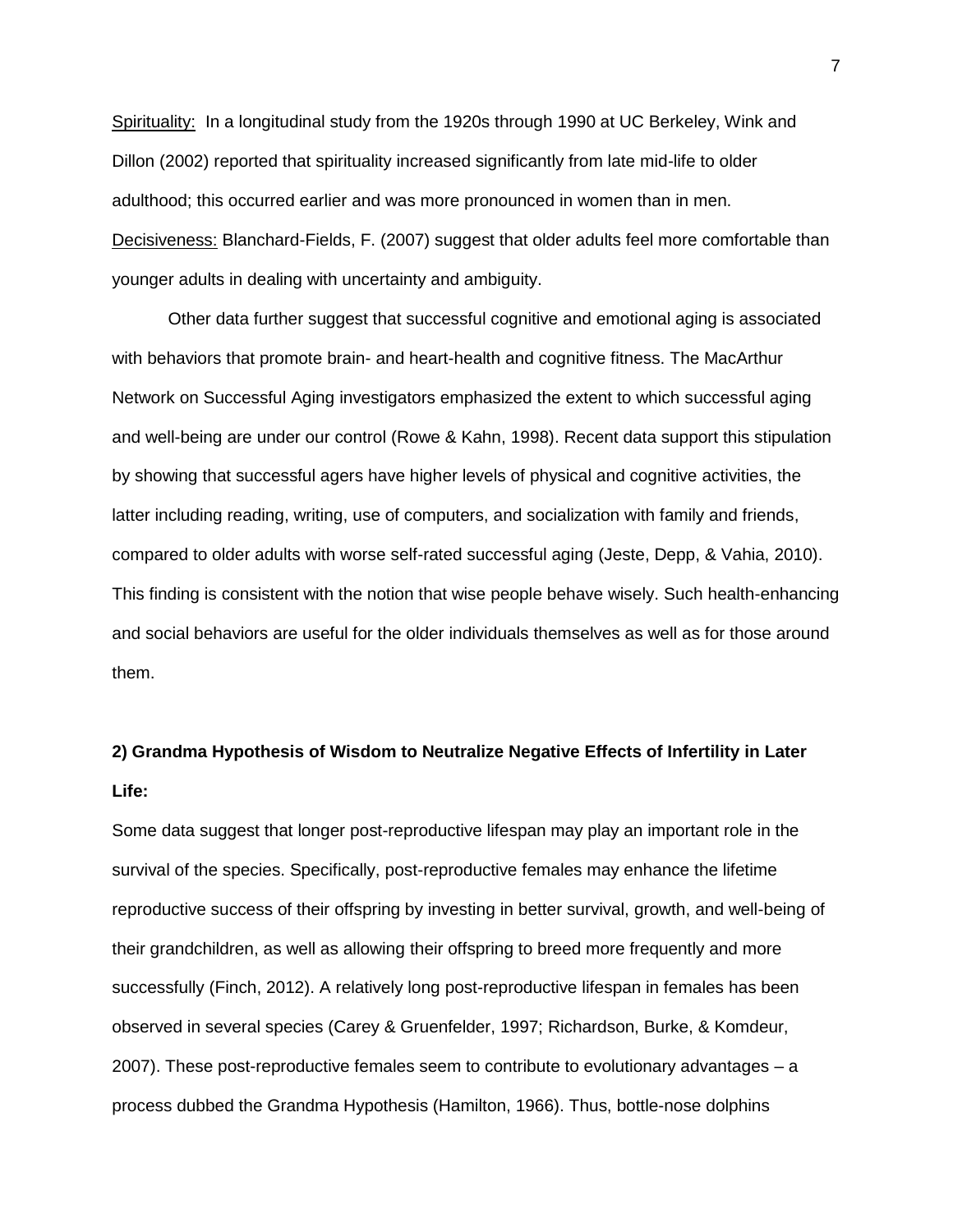Spirituality: In a longitudinal study from the 1920s through 1990 at UC Berkeley, Wink and Dillon (2002) reported that spirituality increased significantly from late mid-life to older adulthood; this occurred earlier and was more pronounced in women than in men.

Decisiveness: Blanchard-Fields, F. (2007) suggest that older adults feel more comfortable than younger adults in dealing with uncertainty and ambiguity.

Other data further suggest that successful cognitive and emotional aging is associated with behaviors that promote brain- and heart-health and cognitive fitness. The MacArthur Network on Successful Aging investigators emphasized the extent to which successful aging and well-being are under our control (Rowe & Kahn, 1998). Recent data support this stipulation by showing that successful agers have higher levels of physical and cognitive activities, the latter including reading, writing, use of computers, and socialization with family and friends, compared to older adults with worse self-rated successful aging (Jeste, Depp, & Vahia, 2010). This finding is consistent with the notion that wise people behave wisely. Such health-enhancing and social behaviors are useful for the older individuals themselves as well as for those around them.

**2) Grandma Hypothesis of Wisdom to Neutralize Negative Effects of Infertility in Later Life:**

Some data suggest that longer post-reproductive lifespan may play an important role in the survival of the species. Specifically, post-reproductive females may enhance the lifetime reproductive success of their offspring by investing in better survival, growth, and well-being of their grandchildren, as well as allowing their offspring to breed more frequently and more successfully (Finch, 2012). A relatively long post-reproductive lifespan in females has been observed in several species (Carey & Gruenfelder, 1997; Richardson, Burke, & Komdeur, 2007). These post-reproductive females seem to contribute to evolutionary advantages – a process dubbed the Grandma Hypothesis (Hamilton, 1966). Thus, bottle-nose dolphins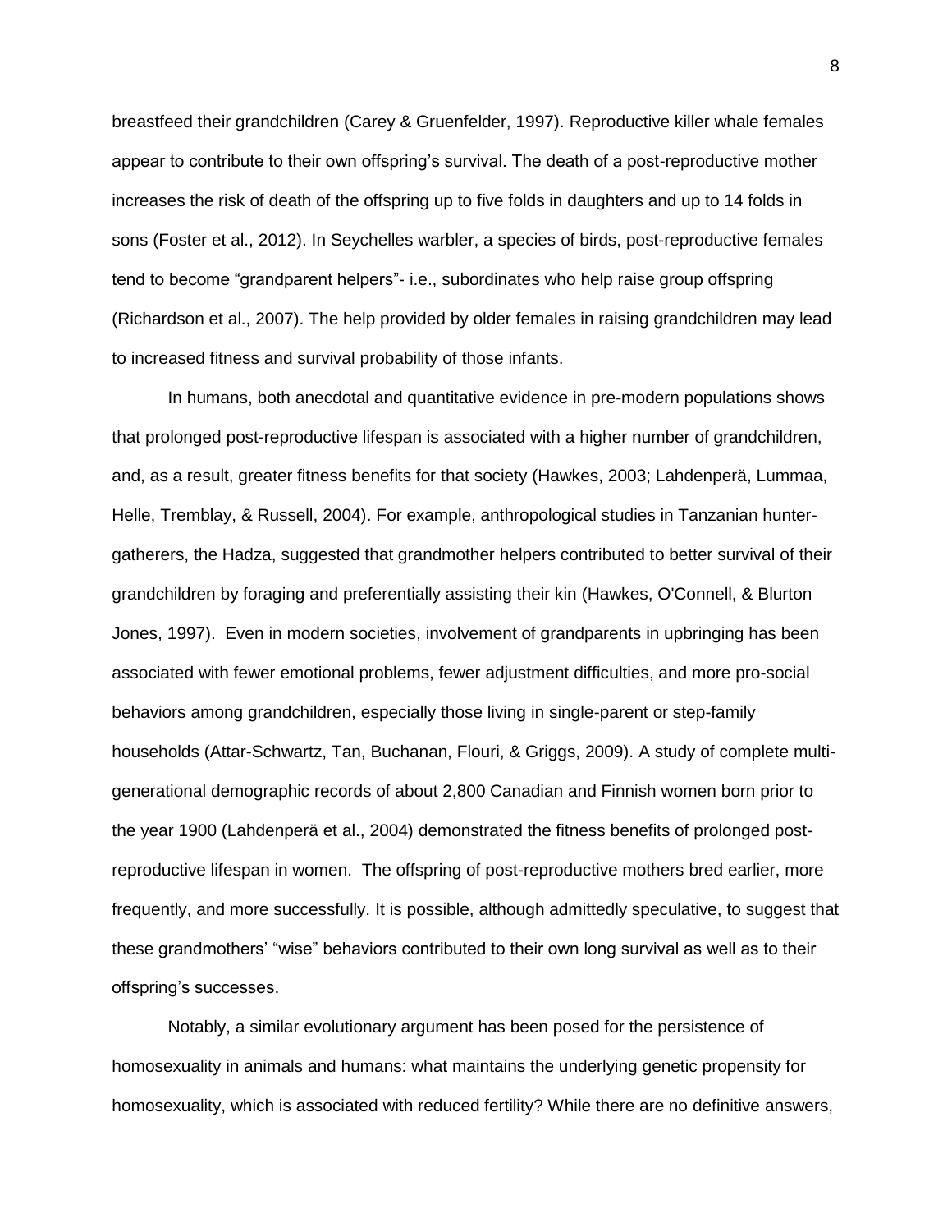breastfeed their grandchildren (Carey & Gruenfelder, 1997). Reproductive killer whale females appear to contribute to their own offspring's survival. The death of a post-reproductive mother increases the risk of death of the offspring up to five folds in daughters and up to 14 folds in sons (Foster et al., 2012). In Seychelles warbler, a species of birds, post-reproductive females tend to become "grandparent helpers"- i.e., subordinates who help raise group offspring (Richardson et al., 2007). The help provided by older females in raising grandchildren may lead to increased fitness and survival probability of those infants.

In humans, both anecdotal and quantitative evidence in pre-modern populations shows that prolonged post-reproductive lifespan is associated with a higher number of grandchildren, and, as a result, greater fitness benefits for that society (Hawkes, 2003; Lahdenperä, Lummaa, Helle, Tremblay, & Russell, 2004). For example, anthropological studies in Tanzanian hunter-gatherers, the Hadza, suggested that grandmother helpers contributed to better survival of their grandchildren by foraging and preferentially assisting their kin (Hawkes, O'Connell, & Blurton Jones, 1997). Even in modern societies, involvement of grandparents in upbringing has been associated with fewer emotional problems, fewer adjustment difficulties, and more pro-social behaviors among grandchildren, especially those living in single-parent or step-family households (Attar-Schwartz, Tan, Buchanan, Flouri, & Griggs, 2009). A study of complete multi-generational demographic records of about 2,800 Canadian and Finnish women born prior to the year 1900 (Lahdenperä et al., 2004) demonstrated the fitness benefits of prolonged post-reproductive lifespan in women. The offspring of post-reproductive mothers bred earlier, more frequently, and more successfully. It is possible, although admittedly speculative, to suggest that these grandmothers' "wise" behaviors contributed to their own long survival as well as to their offspring's successes.

Notably, a similar evolutionary argument has been posed for the persistence of homosexuality in animals and humans: what maintains the underlying genetic propensity for homosexuality, which is associated with reduced fertility? While there are no definitive answers,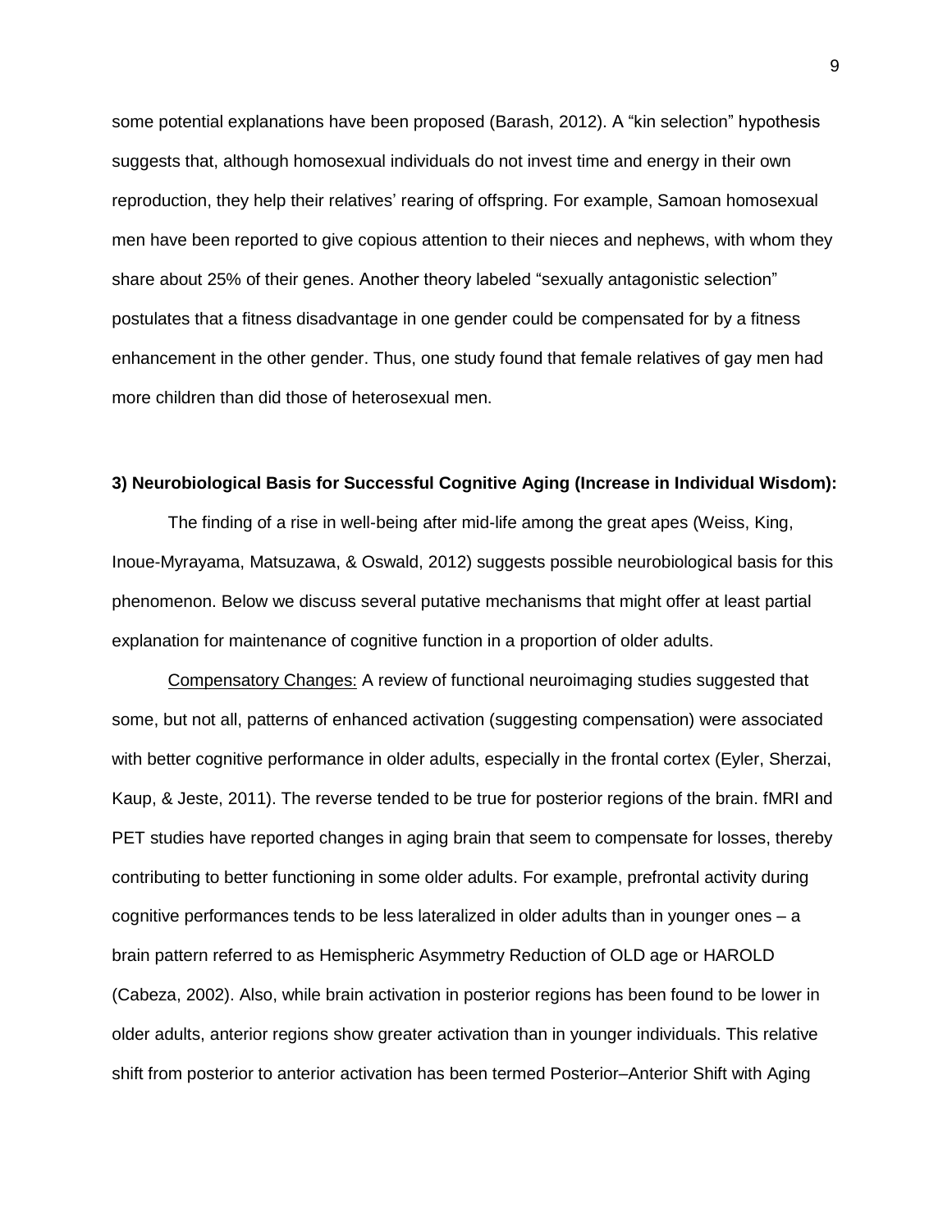some potential explanations have been proposed (Barash, 2012). A "kin selection" hypothesis suggests that, although homosexual individuals do not invest time and energy in their own reproduction, they help their relatives' rearing of offspring. For example, Samoan homosexual men have been reported to give copious attention to their nieces and nephews, with whom they share about 25% of their genes. Another theory labeled "sexually antagonistic selection" postulates that a fitness disadvantage in one gender could be compensated for by a fitness enhancement in the other gender. Thus, one study found that female relatives of gay men had more children than did those of heterosexual men.

### 3) Neurobiological Basis for Successful Cognitive Aging (Increase in Individual Wisdom):

The finding of a rise in well-being after mid-life among the great apes (Weiss, King, Inoue-Myrayama, Matsuzawa, & Oswald, 2012) suggests possible neurobiological basis for this phenomenon. Below we discuss several putative mechanisms that might offer at least partial explanation for maintenance of cognitive function in a proportion of older adults.

<u>Compensatory Changes:</u> A review of functional neuroimaging studies suggested that some, but not all, patterns of enhanced activation (suggesting compensation) were associated with better cognitive performance in older adults, especially in the frontal cortex (Eyler, Sherzai, Kaup, & Jeste, 2011). The reverse tended to be true for posterior regions of the brain. fMRI and PET studies have reported changes in aging brain that seem to compensate for losses, thereby contributing to better functioning in some older adults. For example, prefrontal activity during cognitive performances tends to be less lateralized in older adults than in younger ones – a brain pattern referred to as Hemispheric Asymmetry Reduction of OLD age or HAROLD (Cabeza, 2002). Also, while brain activation in posterior regions has been found to be lower in older adults, anterior regions show greater activation than in younger individuals. This relative shift from posterior to anterior activation has been termed Posterior–Anterior Shift with Aging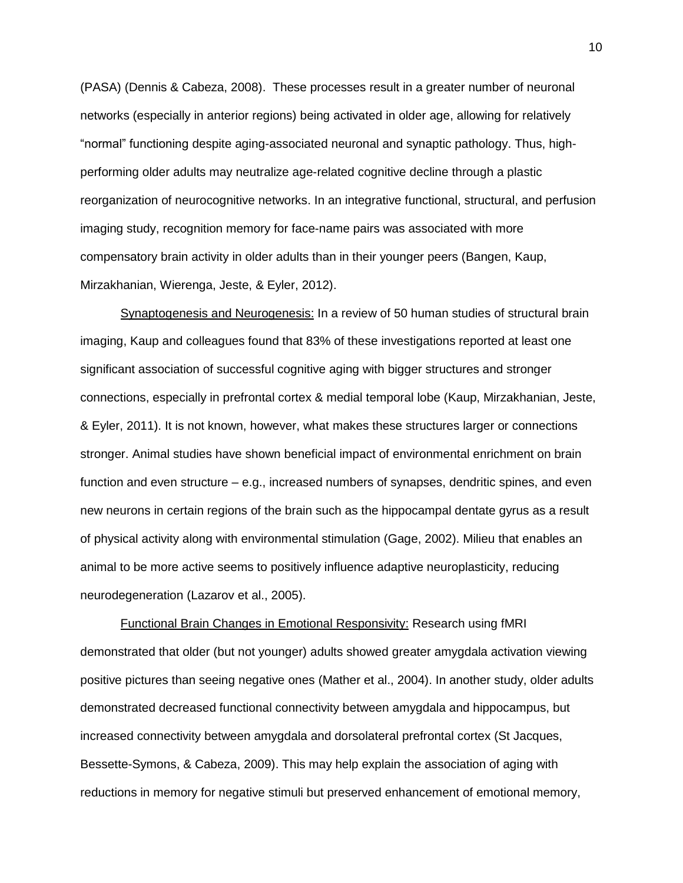(PASA) (Dennis & Cabeza, 2008). These processes result in a greater number of neuronal networks (especially in anterior regions) being activated in older age, allowing for relatively "normal" functioning despite aging-associated neuronal and synaptic pathology. Thus, high-performing older adults may neutralize age-related cognitive decline through a plastic reorganization of neurocognitive networks. In an integrative functional, structural, and perfusion imaging study, recognition memory for face-name pairs was associated with more compensatory brain activity in older adults than in their younger peers (Bangen, Kaup, Mirzakhanian, Wierenga, Jeste, & Eyler, 2012).

<u>Synaptogenesis and Neurogenesis:</u> In a review of 50 human studies of structural brain imaging, Kaup and colleagues found that 83% of these investigations reported at least one significant association of successful cognitive aging with bigger structures and stronger connections, especially in prefrontal cortex & medial temporal lobe (Kaup, Mirzakhanian, Jeste, & Eyler, 2011). It is not known, however, what makes these structures larger or connections stronger. Animal studies have shown beneficial impact of environmental enrichment on brain function and even structure – e.g., increased numbers of synapses, dendritic spines, and even new neurons in certain regions of the brain such as the hippocampal dentate gyrus as a result of physical activity along with environmental stimulation (Gage, 2002). Milieu that enables an animal to be more active seems to positively influence adaptive neuroplasticity, reducing neurodegeneration (Lazarov et al., 2005).

<u>Functional Brain Changes in Emotional Responsivity:</u> Research using fMRI demonstrated that older (but not younger) adults showed greater amygdala activation viewing positive pictures than seeing negative ones (Mather et al., 2004). In another study, older adults demonstrated decreased functional connectivity between amygdala and hippocampus, but increased connectivity between amygdala and dorsolateral prefrontal cortex (St Jacques, Bessette-Symons, & Cabeza, 2009). This may help explain the association of aging with reductions in memory for negative stimuli but preserved enhancement of emotional memory,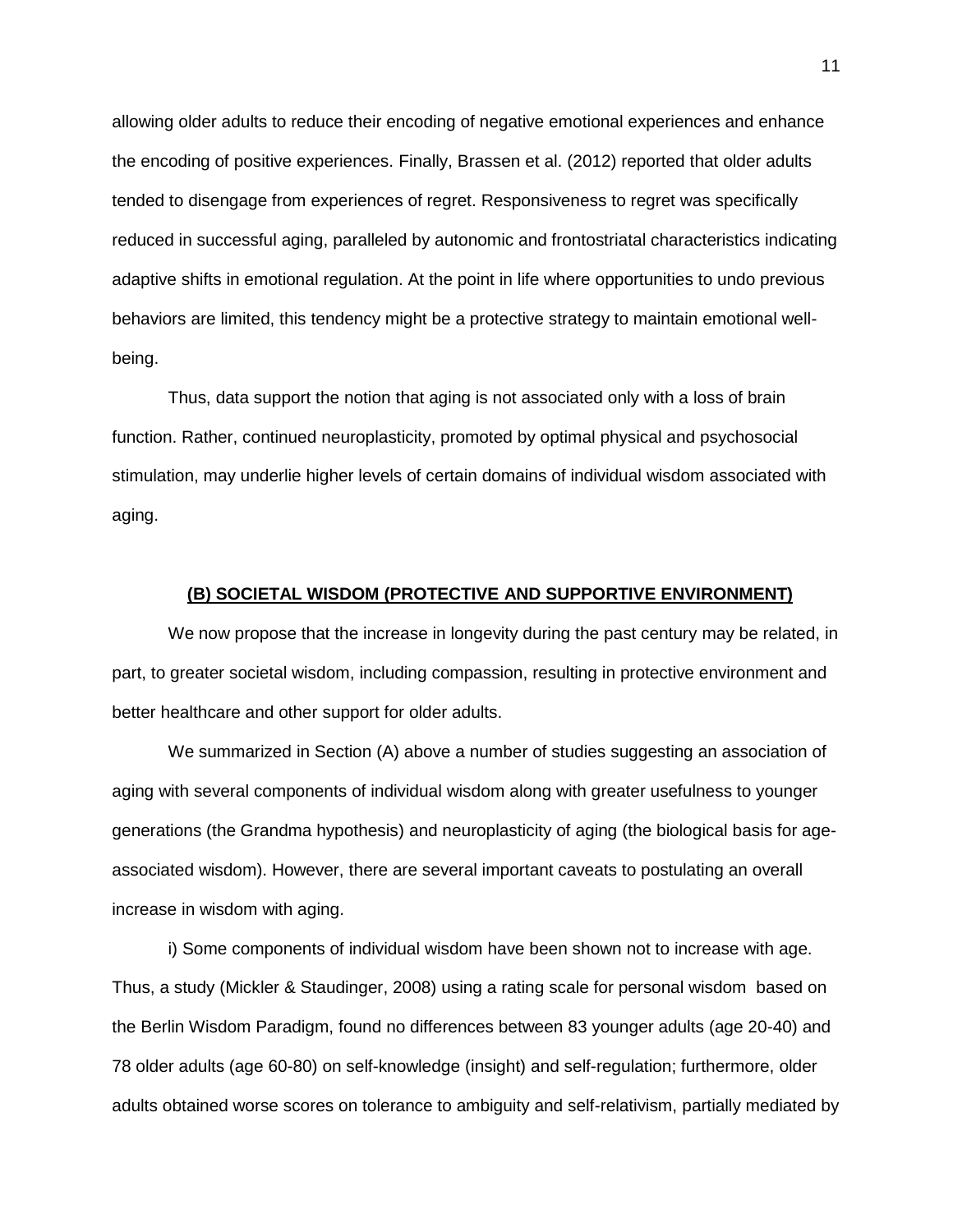allowing older adults to reduce their encoding of negative emotional experiences and enhance the encoding of positive experiences. Finally, Brassen et al. (2012) reported that older adults tended to disengage from experiences of regret. Responsiveness to regret was specifically reduced in successful aging, paralleled by autonomic and frontostriatal characteristics indicating adaptive shifts in emotional regulation. At the point in life where opportunities to undo previous behaviors are limited, this tendency might be a protective strategy to maintain emotional well-being.

Thus, data support the notion that aging is not associated only with a loss of brain function. Rather, continued neuroplasticity, promoted by optimal physical and psychosocial stimulation, may underlie higher levels of certain domains of individual wisdom associated with aging.

## (B) SOCIETAL WISDOM (PROTECTIVE AND SUPPORTIVE ENVIRONMENT)

We now propose that the increase in longevity during the past century may be related, in part, to greater societal wisdom, including compassion, resulting in protective environment and better healthcare and other support for older adults.

We summarized in Section (A) above a number of studies suggesting an association of aging with several components of individual wisdom along with greater usefulness to younger generations (the Grandma hypothesis) and neuroplasticity of aging (the biological basis for age-associated wisdom). However, there are several important caveats to postulating an overall increase in wisdom with aging.

i) Some components of individual wisdom have been shown not to increase with age. Thus, a study (Mickler & Staudinger, 2008) using a rating scale for personal wisdom based on the Berlin Wisdom Paradigm, found no differences between 83 younger adults (age 20-40) and 78 older adults (age 60-80) on self-knowledge (insight) and self-regulation; furthermore, older adults obtained worse scores on tolerance to ambiguity and self-relativism, partially mediated by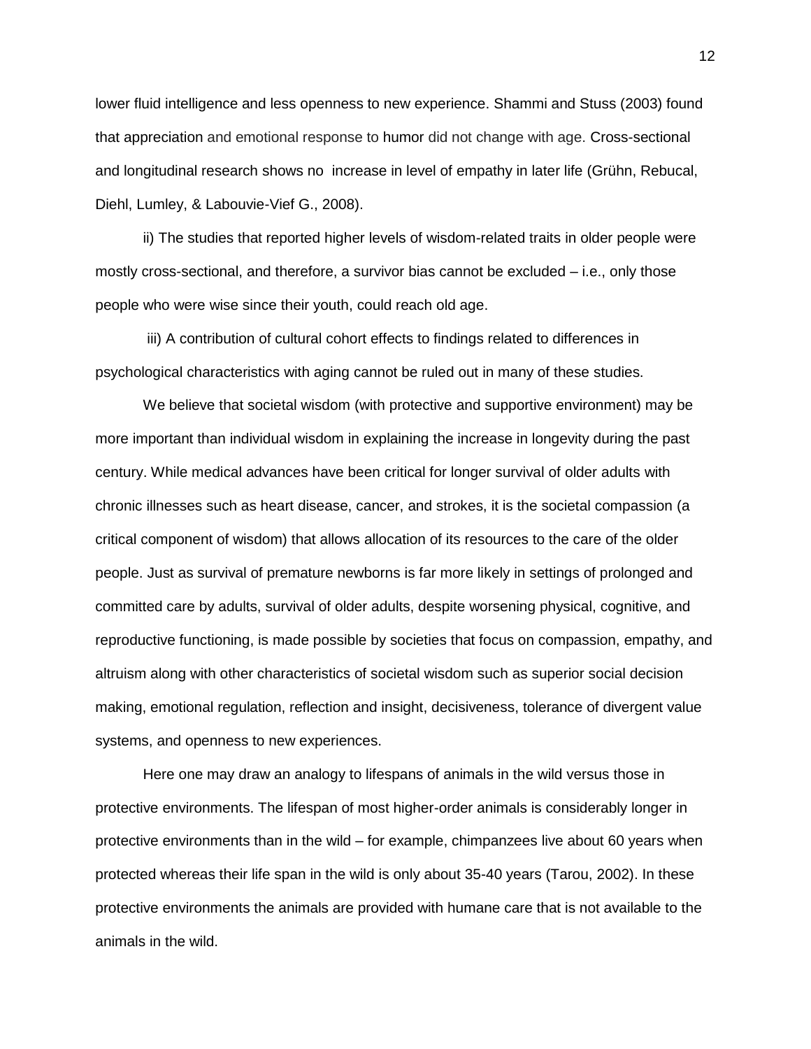lower fluid intelligence and less openness to new experience. Shammi and Stuss (2003) found that appreciation and emotional response to humor did not change with age. Cross-sectional and longitudinal research shows no increase in level of empathy in later life (Grühn, Rebucal, Diehl, Lumley, & Labouvie-Vief G., 2008).

ii) The studies that reported higher levels of wisdom-related traits in older people were mostly cross-sectional, and therefore, a survivor bias cannot be excluded – i.e., only those people who were wise since their youth, could reach old age.

iii) A contribution of cultural cohort effects to findings related to differences in psychological characteristics with aging cannot be ruled out in many of these studies.

We believe that societal wisdom (with protective and supportive environment) may be more important than individual wisdom in explaining the increase in longevity during the past century. While medical advances have been critical for longer survival of older adults with chronic illnesses such as heart disease, cancer, and strokes, it is the societal compassion (a critical component of wisdom) that allows allocation of its resources to the care of the older people. Just as survival of premature newborns is far more likely in settings of prolonged and committed care by adults, survival of older adults, despite worsening physical, cognitive, and reproductive functioning, is made possible by societies that focus on compassion, empathy, and altruism along with other characteristics of societal wisdom such as superior social decision making, emotional regulation, reflection and insight, decisiveness, tolerance of divergent value systems, and openness to new experiences.

Here one may draw an analogy to lifespans of animals in the wild versus those in protective environments. The lifespan of most higher-order animals is considerably longer in protective environments than in the wild – for example, chimpanzees live about 60 years when protected whereas their life span in the wild is only about 35-40 years (Tarou, 2002). In these protective environments the animals are provided with humane care that is not available to the animals in the wild.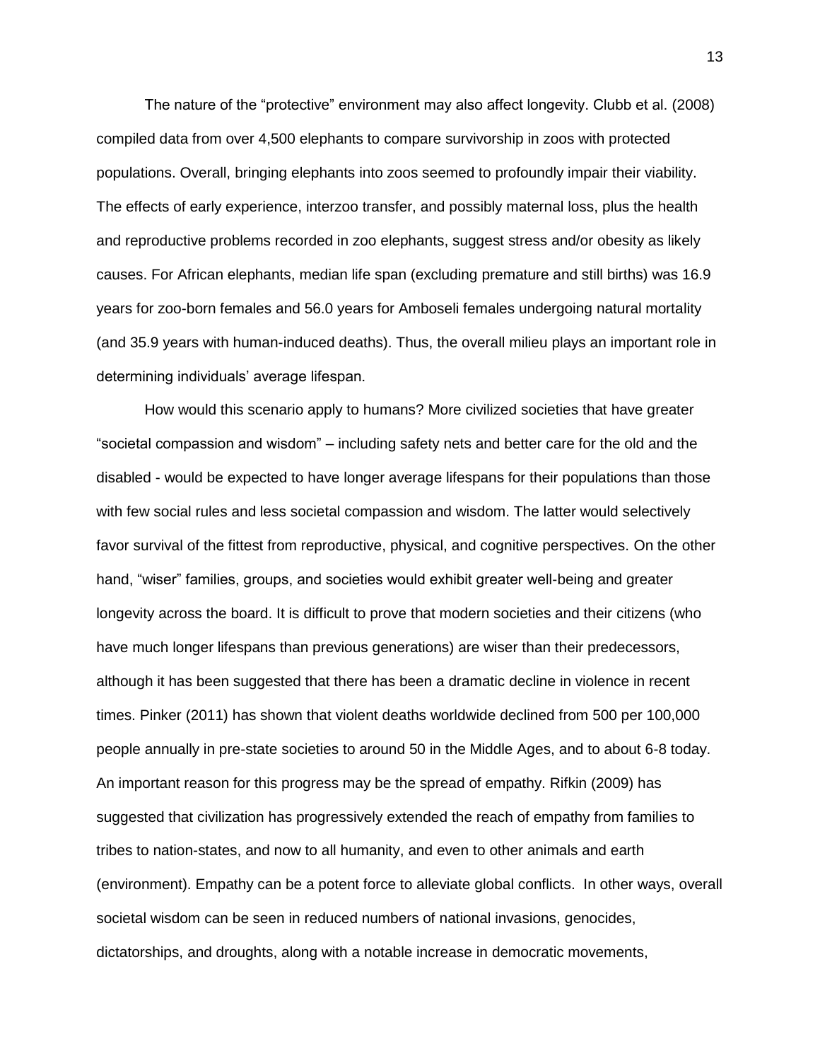The nature of the "protective" environment may also affect longevity. Clubb et al. (2008) compiled data from over 4,500 elephants to compare survivorship in zoos with protected populations. Overall, bringing elephants into zoos seemed to profoundly impair their viability. The effects of early experience, interzoo transfer, and possibly maternal loss, plus the health and reproductive problems recorded in zoo elephants, suggest stress and/or obesity as likely causes. For African elephants, median life span (excluding premature and still births) was 16.9 years for zoo-born females and 56.0 years for Amboseli females undergoing natural mortality (and 35.9 years with human-induced deaths). Thus, the overall milieu plays an important role in determining individuals' average lifespan.

How would this scenario apply to humans? More civilized societies that have greater "societal compassion and wisdom" – including safety nets and better care for the old and the disabled - would be expected to have longer average lifespans for their populations than those with few social rules and less societal compassion and wisdom. The latter would selectively favor survival of the fittest from reproductive, physical, and cognitive perspectives. On the other hand, "wiser" families, groups, and societies would exhibit greater well-being and greater longevity across the board. It is difficult to prove that modern societies and their citizens (who have much longer lifespans than previous generations) are wiser than their predecessors, although it has been suggested that there has been a dramatic decline in violence in recent times. Pinker (2011) has shown that violent deaths worldwide declined from 500 per 100,000 people annually in pre-state societies to around 50 in the Middle Ages, and to about 6-8 today. An important reason for this progress may be the spread of empathy. Rifkin (2009) has suggested that civilization has progressively extended the reach of empathy from families to tribes to nation-states, and now to all humanity, and even to other animals and earth (environment). Empathy can be a potent force to alleviate global conflicts. In other ways, overall societal wisdom can be seen in reduced numbers of national invasions, genocides, dictatorships, and droughts, along with a notable increase in democratic movements,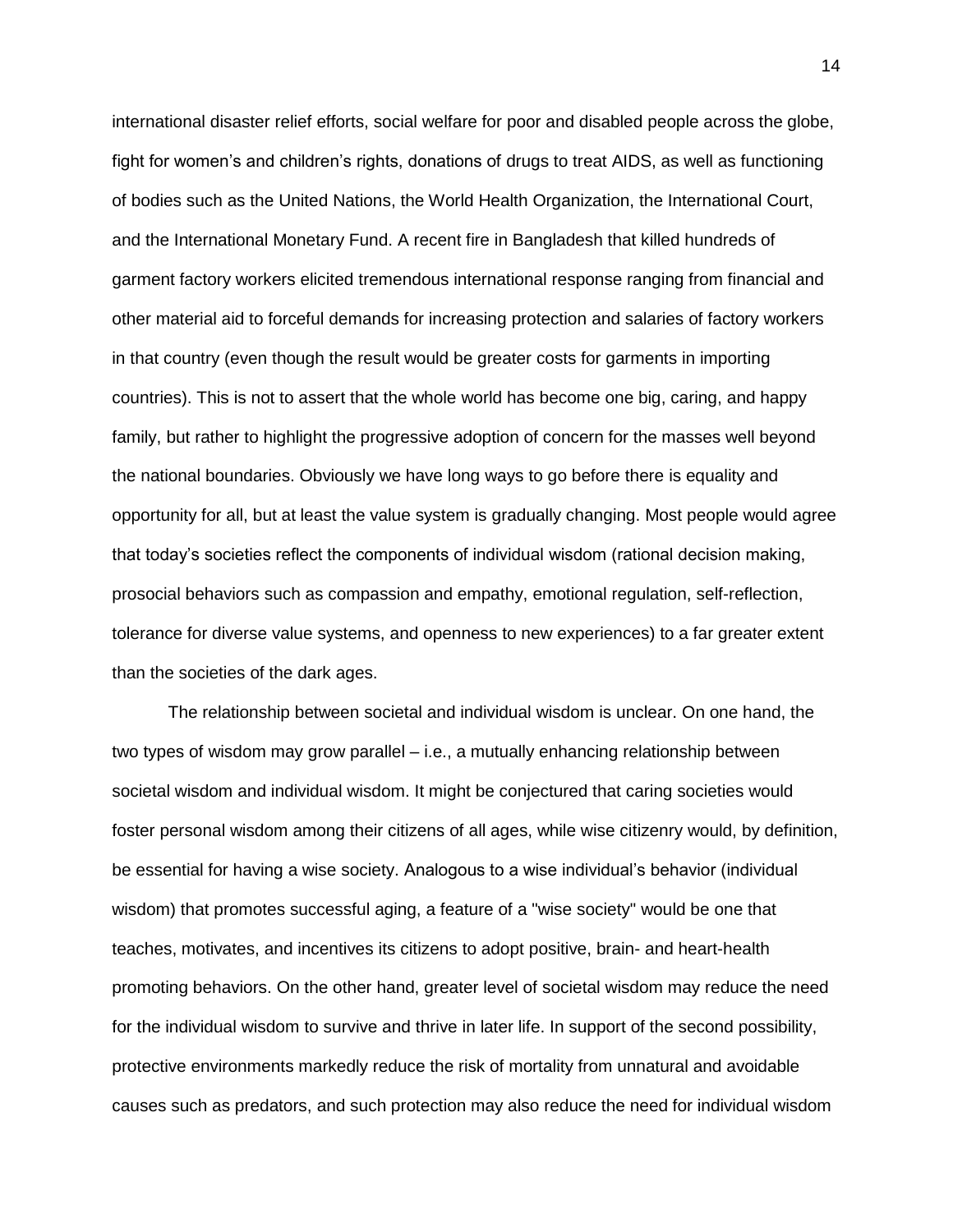international disaster relief efforts, social welfare for poor and disabled people across the globe, fight for women's and children's rights, donations of drugs to treat AIDS, as well as functioning of bodies such as the United Nations, the World Health Organization, the International Court, and the International Monetary Fund. A recent fire in Bangladesh that killed hundreds of garment factory workers elicited tremendous international response ranging from financial and other material aid to forceful demands for increasing protection and salaries of factory workers in that country (even though the result would be greater costs for garments in importing countries). This is not to assert that the whole world has become one big, caring, and happy family, but rather to highlight the progressive adoption of concern for the masses well beyond the national boundaries. Obviously we have long ways to go before there is equality and opportunity for all, but at least the value system is gradually changing. Most people would agree that today's societies reflect the components of individual wisdom (rational decision making, prosocial behaviors such as compassion and empathy, emotional regulation, self-reflection, tolerance for diverse value systems, and openness to new experiences) to a far greater extent than the societies of the dark ages.

The relationship between societal and individual wisdom is unclear. On one hand, the two types of wisdom may grow parallel – i.e., a mutually enhancing relationship between societal wisdom and individual wisdom. It might be conjectured that caring societies would foster personal wisdom among their citizens of all ages, while wise citizenry would, by definition, be essential for having a wise society. Analogous to a wise individual's behavior (individual wisdom) that promotes successful aging, a feature of a "wise society" would be one that teaches, motivates, and incentives its citizens to adopt positive, brain- and heart-health promoting behaviors. On the other hand, greater level of societal wisdom may reduce the need for the individual wisdom to survive and thrive in later life. In support of the second possibility, protective environments markedly reduce the risk of mortality from unnatural and avoidable causes such as predators, and such protection may also reduce the need for individual wisdom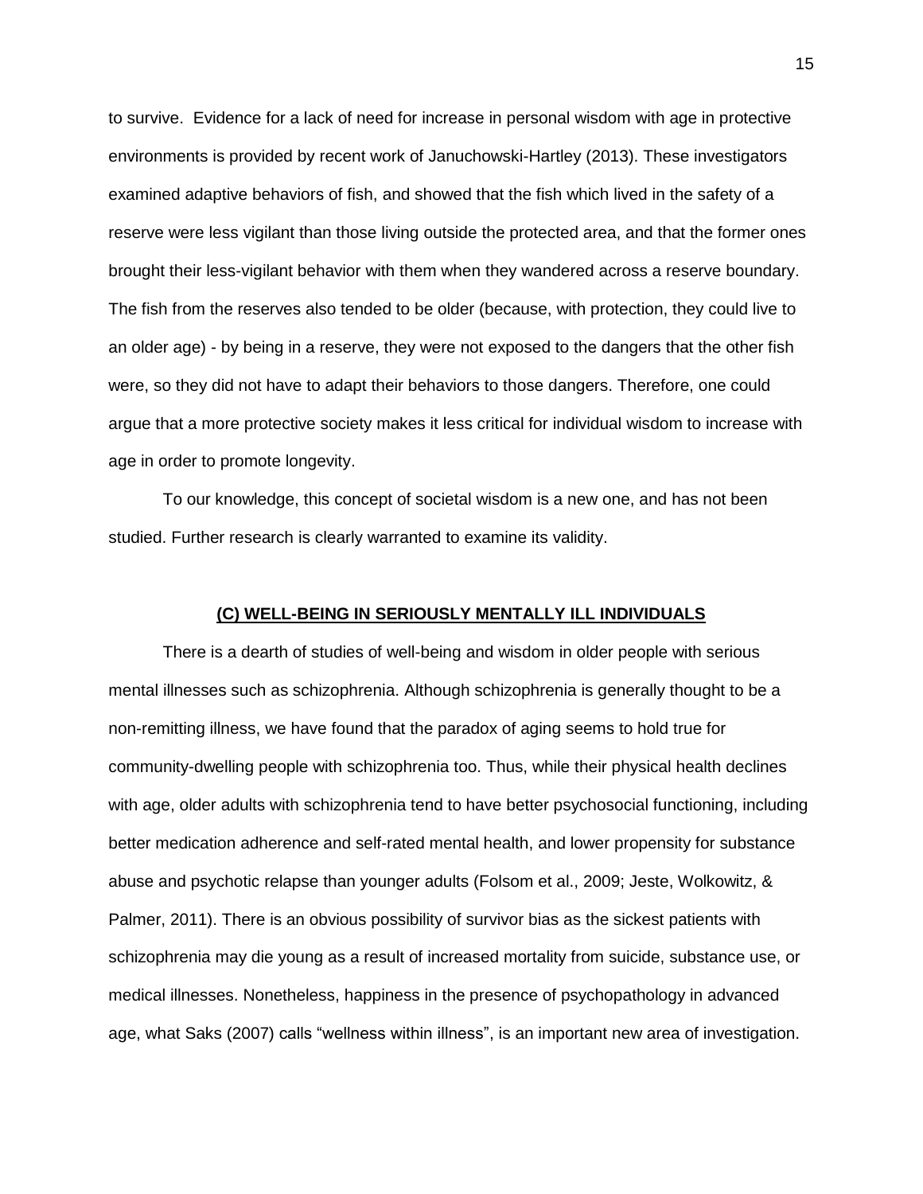to survive. Evidence for a lack of need for increase in personal wisdom with age in protective environments is provided by recent work of Januchowski-Hartley (2013). These investigators examined adaptive behaviors of fish, and showed that the fish which lived in the safety of a reserve were less vigilant than those living outside the protected area, and that the former ones brought their less-vigilant behavior with them when they wandered across a reserve boundary. The fish from the reserves also tended to be older (because, with protection, they could live to an older age) - by being in a reserve, they were not exposed to the dangers that the other fish were, so they did not have to adapt their behaviors to those dangers. Therefore, one could argue that a more protective society makes it less critical for individual wisdom to increase with age in order to promote longevity.

To our knowledge, this concept of societal wisdom is a new one, and has not been studied. Further research is clearly warranted to examine its validity.

## (C) WELL-BEING IN SERIOUSLY MENTALLY ILL INDIVIDUALS

There is a dearth of studies of well-being and wisdom in older people with serious mental illnesses such as schizophrenia. Although schizophrenia is generally thought to be a non-remitting illness, we have found that the paradox of aging seems to hold true for community-dwelling people with schizophrenia too. Thus, while their physical health declines with age, older adults with schizophrenia tend to have better psychosocial functioning, including better medication adherence and self-rated mental health, and lower propensity for substance abuse and psychotic relapse than younger adults (Folsom et al., 2009; Jeste, Wolkowitz, & Palmer, 2011). There is an obvious possibility of survivor bias as the sickest patients with schizophrenia may die young as a result of increased mortality from suicide, substance use, or medical illnesses. Nonetheless, happiness in the presence of psychopathology in advanced age, what Saks (2007) calls "wellness within illness", is an important new area of investigation.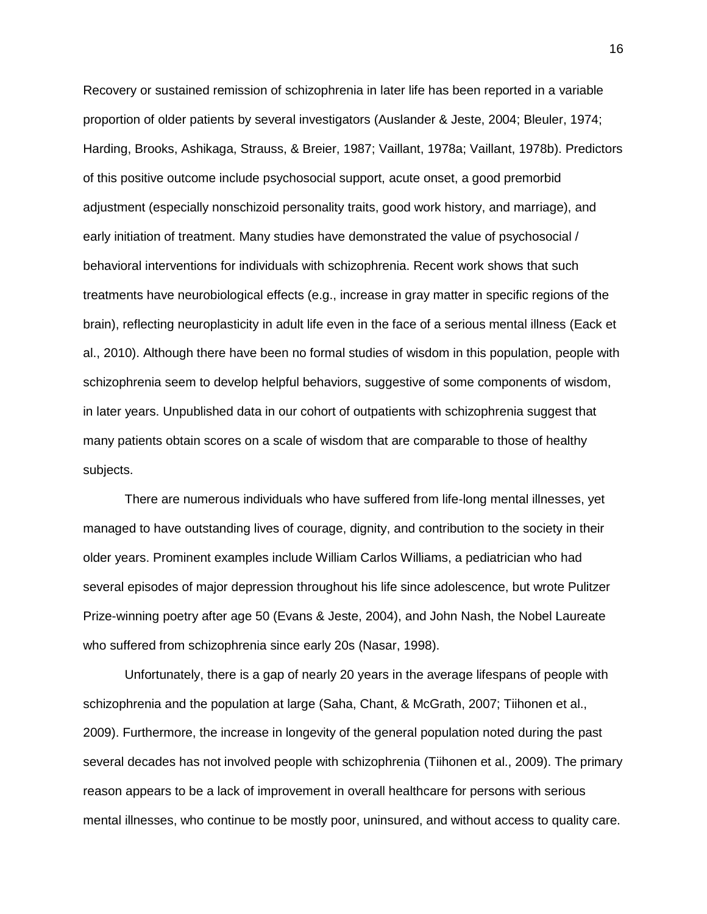Recovery or sustained remission of schizophrenia in later life has been reported in a variable proportion of older patients by several investigators (Auslander & Jeste, 2004; Bleuler, 1974; Harding, Brooks, Ashikaga, Strauss, & Breier, 1987; Vaillant, 1978a; Vaillant, 1978b). Predictors of this positive outcome include psychosocial support, acute onset, a good premorbid adjustment (especially nonschizoid personality traits, good work history, and marriage), and early initiation of treatment. Many studies have demonstrated the value of psychosocial / behavioral interventions for individuals with schizophrenia. Recent work shows that such treatments have neurobiological effects (e.g., increase in gray matter in specific regions of the brain), reflecting neuroplasticity in adult life even in the face of a serious mental illness (Eack et al., 2010). Although there have been no formal studies of wisdom in this population, people with schizophrenia seem to develop helpful behaviors, suggestive of some components of wisdom, in later years. Unpublished data in our cohort of outpatients with schizophrenia suggest that many patients obtain scores on a scale of wisdom that are comparable to those of healthy subjects.

There are numerous individuals who have suffered from life-long mental illnesses, yet managed to have outstanding lives of courage, dignity, and contribution to the society in their older years. Prominent examples include William Carlos Williams, a pediatrician who had several episodes of major depression throughout his life since adolescence, but wrote Pulitzer Prize-winning poetry after age 50 (Evans & Jeste, 2004), and John Nash, the Nobel Laureate who suffered from schizophrenia since early 20s (Nasar, 1998).

Unfortunately, there is a gap of nearly 20 years in the average lifespans of people with schizophrenia and the population at large (Saha, Chant, & McGrath, 2007; Tiihonen et al., 2009). Furthermore, the increase in longevity of the general population noted during the past several decades has not involved people with schizophrenia (Tiihonen et al., 2009). The primary reason appears to be a lack of improvement in overall healthcare for persons with serious mental illnesses, who continue to be mostly poor, uninsured, and without access to quality care.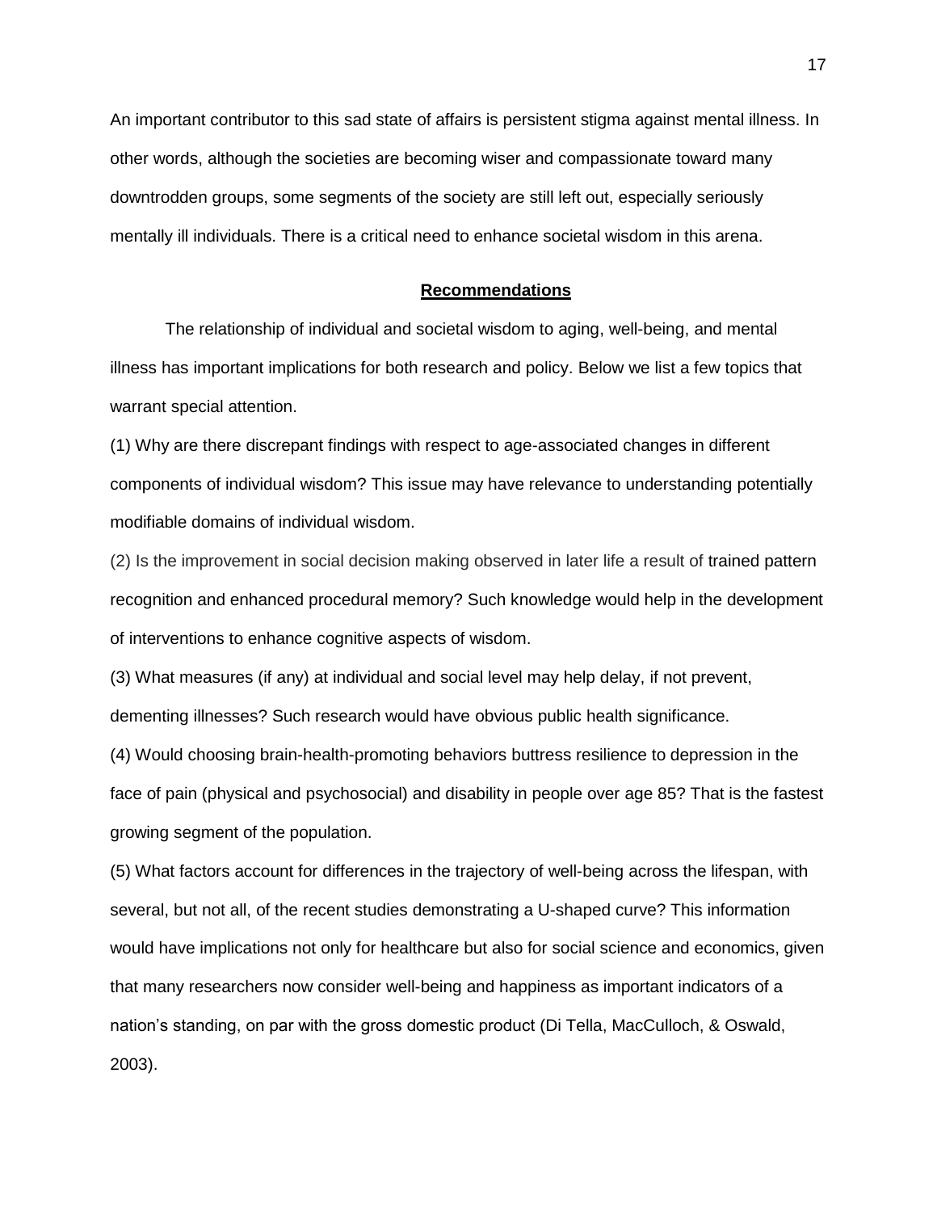An important contributor to this sad state of affairs is persistent stigma against mental illness. In other words, although the societies are becoming wiser and compassionate toward many downtrodden groups, some segments of the society are still left out, especially seriously mentally ill individuals. There is a critical need to enhance societal wisdom in this arena.

## Recommendations

The relationship of individual and societal wisdom to aging, well-being, and mental illness has important implications for both research and policy. Below we list a few topics that warrant special attention.

(1) Why are there discrepant findings with respect to age-associated changes in different components of individual wisdom? This issue may have relevance to understanding potentially modifiable domains of individual wisdom.

(2) Is the improvement in social decision making observed in later life a result of trained pattern recognition and enhanced procedural memory? Such knowledge would help in the development of interventions to enhance cognitive aspects of wisdom.

(3) What measures (if any) at individual and social level may help delay, if not prevent, dementing illnesses? Such research would have obvious public health significance.

(4) Would choosing brain-health-promoting behaviors buttress resilience to depression in the face of pain (physical and psychosocial) and disability in people over age 85? That is the fastest growing segment of the population.

(5) What factors account for differences in the trajectory of well-being across the lifespan, with several, but not all, of the recent studies demonstrating a U-shaped curve? This information would have implications not only for healthcare but also for social science and economics, given that many researchers now consider well-being and happiness as important indicators of a nation's standing, on par with the gross domestic product (Di Tella, MacCulloch, & Oswald, 2003).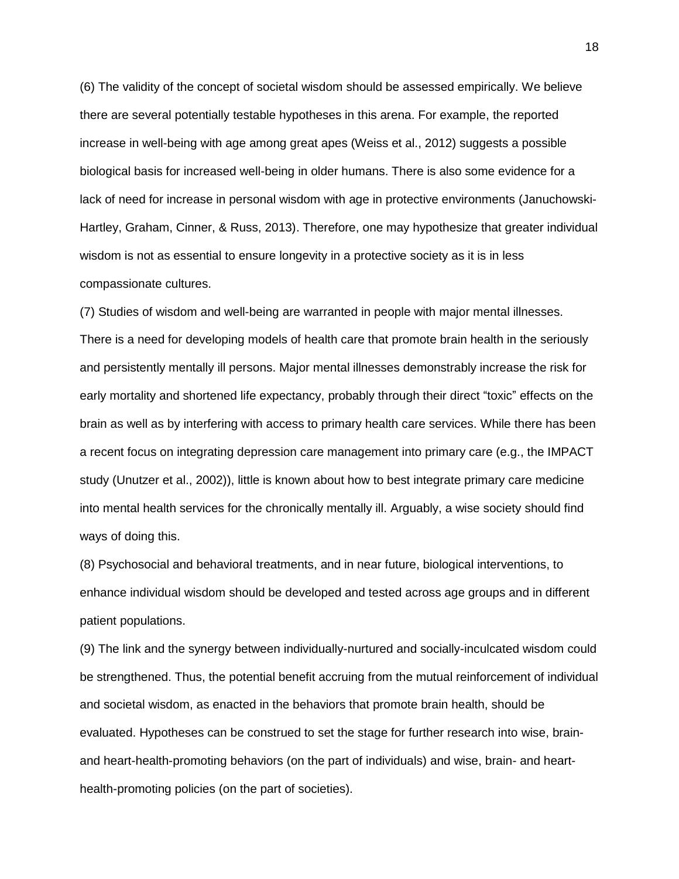(6) The validity of the concept of societal wisdom should be assessed empirically. We believe there are several potentially testable hypotheses in this arena. For example, the reported increase in well-being with age among great apes (Weiss et al., 2012) suggests a possible biological basis for increased well-being in older humans. There is also some evidence for a lack of need for increase in personal wisdom with age in protective environments (Januchowski-Hartley, Graham, Cinner, & Russ, 2013). Therefore, one may hypothesize that greater individual wisdom is not as essential to ensure longevity in a protective society as it is in less compassionate cultures.

(7) Studies of wisdom and well-being are warranted in people with major mental illnesses. There is a need for developing models of health care that promote brain health in the seriously and persistently mentally ill persons. Major mental illnesses demonstrably increase the risk for early mortality and shortened life expectancy, probably through their direct "toxic" effects on the brain as well as by interfering with access to primary health care services. While there has been a recent focus on integrating depression care management into primary care (e.g., the IMPACT study (Unutzer et al., 2002)), little is known about how to best integrate primary care medicine into mental health services for the chronically mentally ill. Arguably, a wise society should find ways of doing this.

(8) Psychosocial and behavioral treatments, and in near future, biological interventions, to enhance individual wisdom should be developed and tested across age groups and in different patient populations.

(9) The link and the synergy between individually-nurtured and socially-inculcated wisdom could be strengthened. Thus, the potential benefit accruing from the mutual reinforcement of individual and societal wisdom, as enacted in the behaviors that promote brain health, should be evaluated. Hypotheses can be construed to set the stage for further research into wise, brain- and heart-health-promoting behaviors (on the part of individuals) and wise, brain- and heart-health-promoting policies (on the part of societies).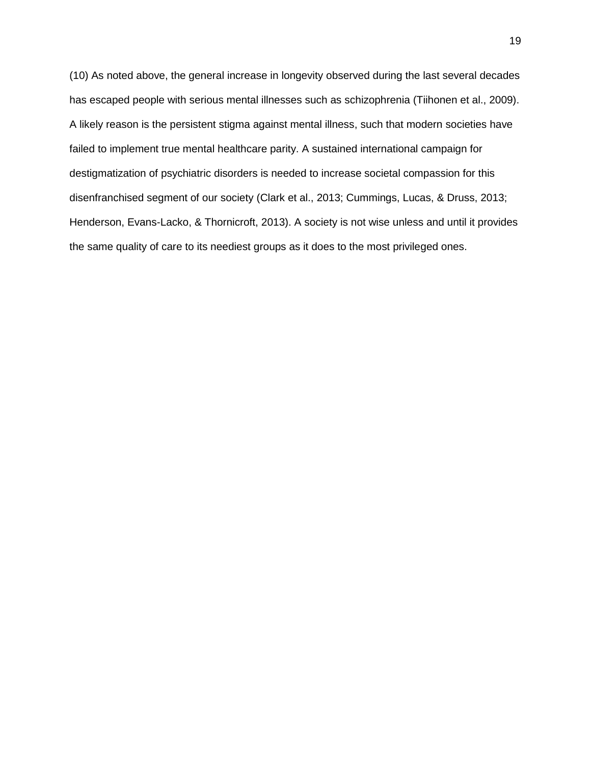(10) As noted above, the general increase in longevity observed during the last several decades has escaped people with serious mental illnesses such as schizophrenia (Tiihonen et al., 2009). A likely reason is the persistent stigma against mental illness, such that modern societies have failed to implement true mental healthcare parity. A sustained international campaign for destigmatization of psychiatric disorders is needed to increase societal compassion for this disenfranchised segment of our society (Clark et al., 2013; Cummings, Lucas, & Druss, 2013; Henderson, Evans-Lacko, & Thornicroft, 2013). A society is not wise unless and until it provides the same quality of care to its neediest groups as it does to the most privileged ones.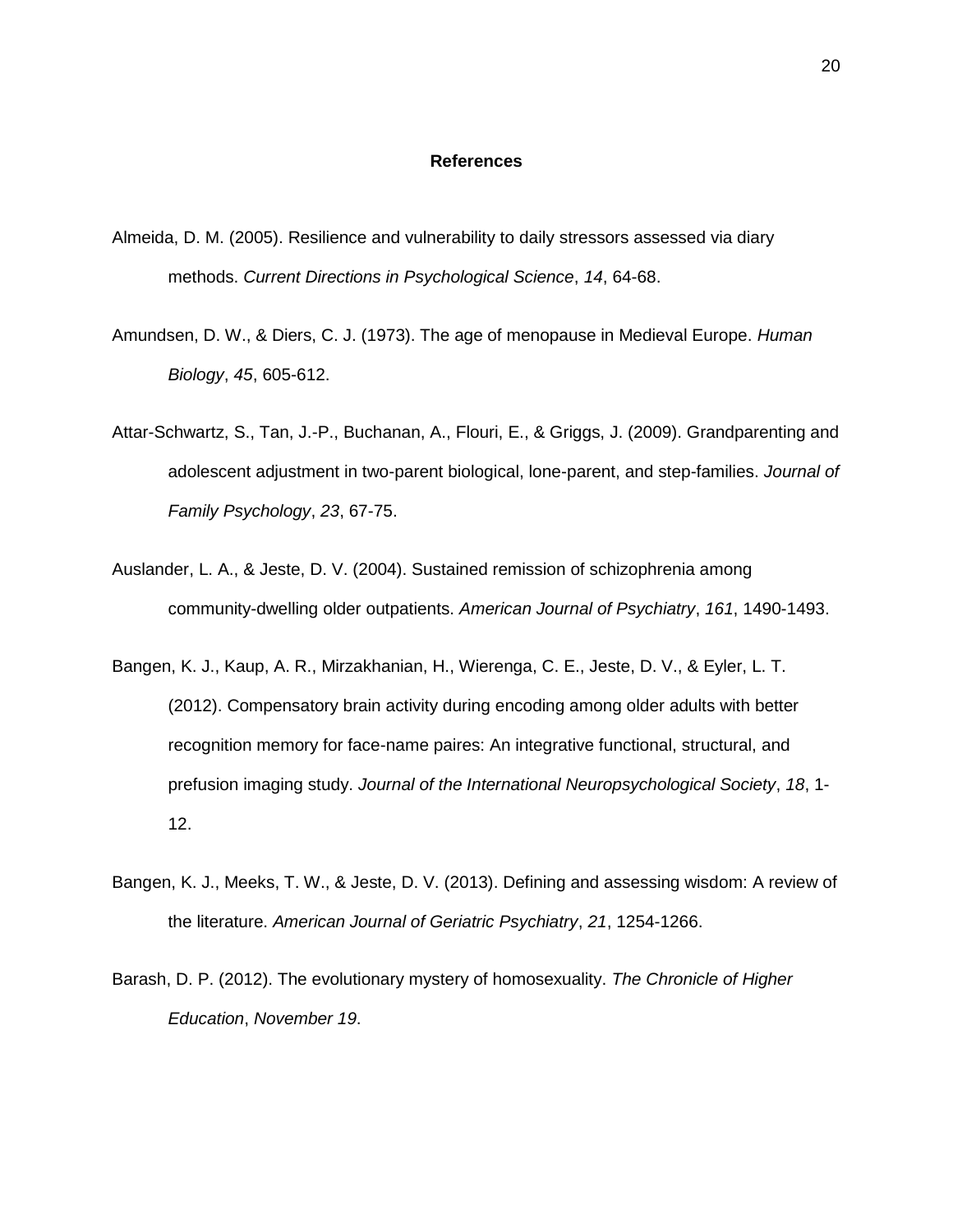## References

Almeida, D. M. (2005). Resilience and vulnerability to daily stressors assessed via diary methods. *Current Directions in Psychological Science*, *14*, 64-68.

Amundsen, D. W., & Diers, C. J. (1973). The age of menopause in Medieval Europe. *Human Biology*, *45*, 605-612.

Attar-Schwartz, S., Tan, J.-P., Buchanan, A., Flouri, E., & Griggs, J. (2009). Grandparenting and adolescent adjustment in two-parent biological, lone-parent, and step-families. *Journal of Family Psychology*, *23*, 67-75.

Auslander, L. A., & Jeste, D. V. (2004). Sustained remission of schizophrenia among community-dwelling older outpatients. *American Journal of Psychiatry*, *161*, 1490-1493.

Bangen, K. J., Kaup, A. R., Mirzakhanian, H., Wierenga, C. E., Jeste, D. V., & Eyler, L. T. (2012). Compensatory brain activity during encoding among older adults with better recognition memory for face-name paires: An integrative functional, structural, and prefusion imaging study. *Journal of the International Neuropsychological Society*, *18*, 1-12.

Bangen, K. J., Meeks, T. W., & Jeste, D. V. (2013). Defining and assessing wisdom: A review of the literature. *American Journal of Geriatric Psychiatry*, *21*, 1254-1266.

Barash, D. P. (2012). The evolutionary mystery of homosexuality. *The Chronicle of Higher Education*, *November 19*.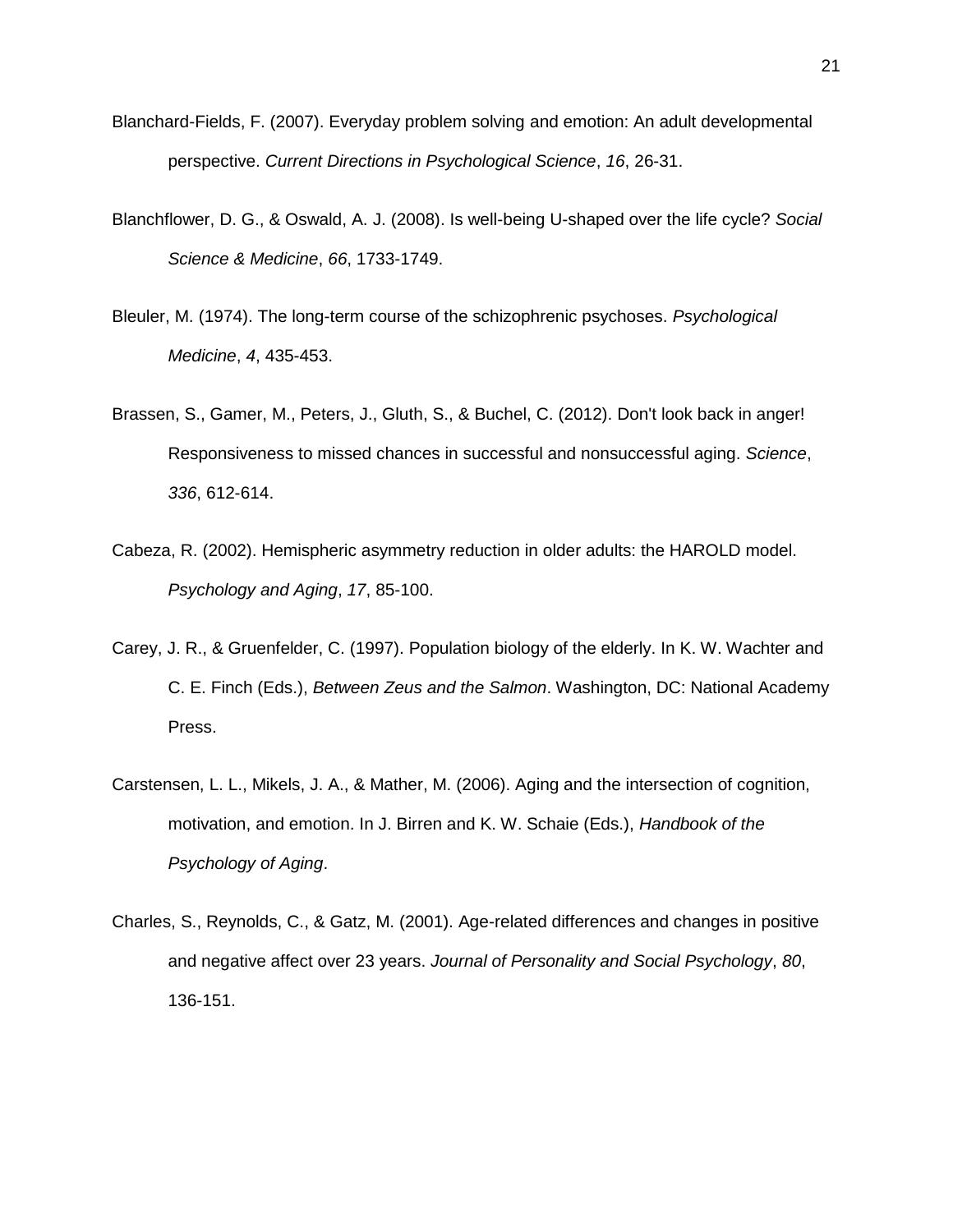Blanchard-Fields, F. (2007). Everyday problem solving and emotion: An adult developmental perspective. *Current Directions in Psychological Science*, *16*, 26-31.

Blanchflower, D. G., & Oswald, A. J. (2008). Is well-being U-shaped over the life cycle? *Social Science & Medicine*, *66*, 1733-1749.

Bleuler, M. (1974). The long-term course of the schizophrenic psychoses. *Psychological Medicine*, *4*, 435-453.

Brassen, S., Gamer, M., Peters, J., Gluth, S., & Buchel, C. (2012). Don't look back in anger! Responsiveness to missed chances in successful and nonsuccessful aging. *Science*, *336*, 612-614.

Cabeza, R. (2002). Hemispheric asymmetry reduction in older adults: the HAROLD model. *Psychology and Aging*, *17*, 85-100.

Carey, J. R., & Gruenfelder, C. (1997). Population biology of the elderly. In K. W. Wachter and C. E. Finch (Eds.), *Between Zeus and the Salmon*. Washington, DC: National Academy Press.

Carstensen, L. L., Mikels, J. A., & Mather, M. (2006). Aging and the intersection of cognition, motivation, and emotion. In J. Birren and K. W. Schaie (Eds.), *Handbook of the Psychology of Aging*.

Charles, S., Reynolds, C., & Gatz, M. (2001). Age-related differences and changes in positive and negative affect over 23 years. *Journal of Personality and Social Psychology*, *80*, 136-151.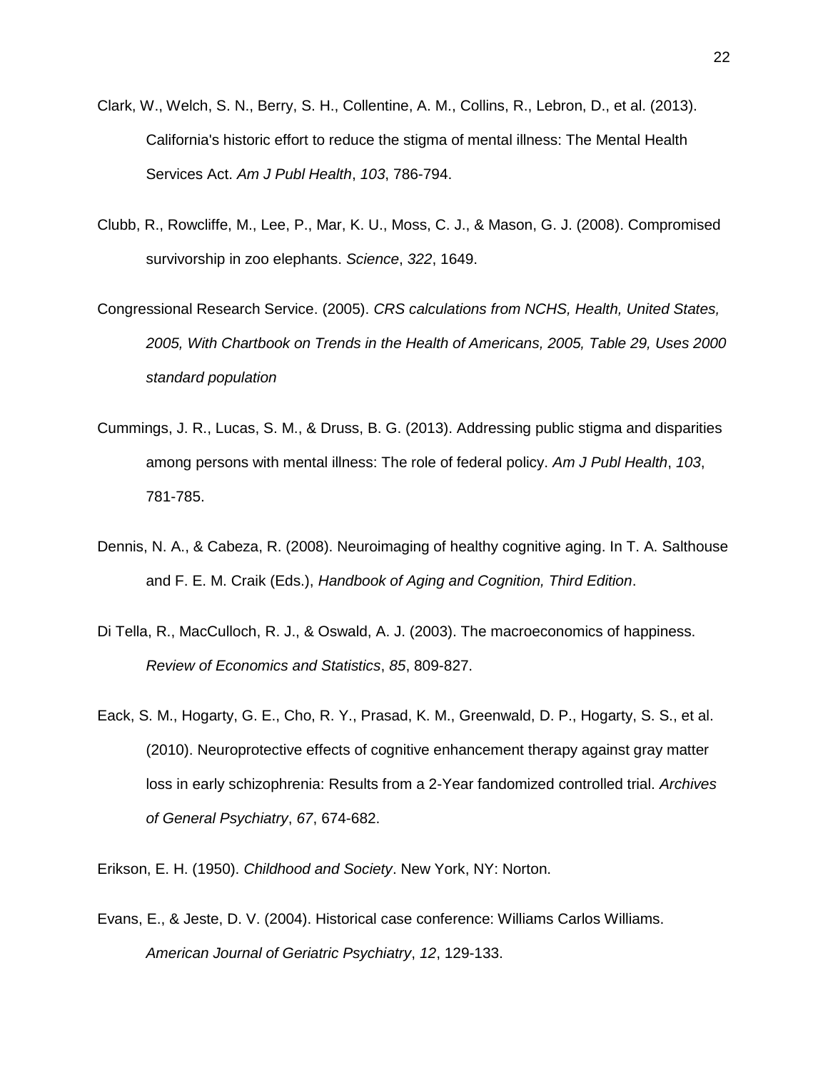Clark, W., Welch, S. N., Berry, S. H., Collentine, A. M., Collins, R., Lebron, D., et al. (2013). California's historic effort to reduce the stigma of mental illness: The Mental Health Services Act. *Am J Publ Health*, *103*, 786-794.

Clubb, R., Rowcliffe, M., Lee, P., Mar, K. U., Moss, C. J., & Mason, G. J. (2008). Compromised survivorship in zoo elephants. *Science*, *322*, 1649.

Congressional Research Service. (2005). *CRS calculations from NCHS, Health, United States, 2005, With Chartbook on Trends in the Health of Americans, 2005, Table 29, Uses 2000 standard population*

Cummings, J. R., Lucas, S. M., & Druss, B. G. (2013). Addressing public stigma and disparities among persons with mental illness: The role of federal policy. *Am J Publ Health*, *103*, 781-785.

Dennis, N. A., & Cabeza, R. (2008). Neuroimaging of healthy cognitive aging. In T. A. Salthouse and F. E. M. Craik (Eds.), *Handbook of Aging and Cognition, Third Edition*.

Di Tella, R., MacCulloch, R. J., & Oswald, A. J. (2003). The macroeconomics of happiness. *Review of Economics and Statistics*, *85*, 809-827.

Eack, S. M., Hogarty, G. E., Cho, R. Y., Prasad, K. M., Greenwald, D. P., Hogarty, S. S., et al. (2010). Neuroprotective effects of cognitive enhancement therapy against gray matter loss in early schizophrenia: Results from a 2-Year fandomized controlled trial. *Archives of General Psychiatry*, *67*, 674-682.

Erikson, E. H. (1950). *Childhood and Society*. New York, NY: Norton.

Evans, E., & Jeste, D. V. (2004). Historical case conference: Williams Carlos Williams. *American Journal of Geriatric Psychiatry*, *12*, 129-133.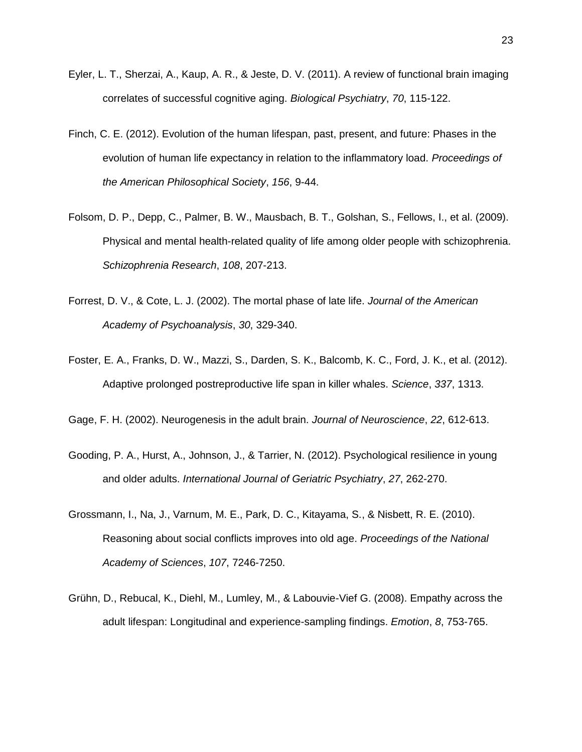Eyler, L. T., Sherzai, A., Kaup, A. R., & Jeste, D. V. (2011). A review of functional brain imaging correlates of successful cognitive aging. *Biological Psychiatry*, *70*, 115-122.

Finch, C. E. (2012). Evolution of the human lifespan, past, present, and future: Phases in the evolution of human life expectancy in relation to the inflammatory load. *Proceedings of the American Philosophical Society*, *156*, 9-44.

Folsom, D. P., Depp, C., Palmer, B. W., Mausbach, B. T., Golshan, S., Fellows, I., et al. (2009). Physical and mental health-related quality of life among older people with schizophrenia. *Schizophrenia Research*, *108*, 207-213.

Forrest, D. V., & Cote, L. J. (2002). The mortal phase of late life. *Journal of the American Academy of Psychoanalysis*, *30*, 329-340.

Foster, E. A., Franks, D. W., Mazzi, S., Darden, S. K., Balcomb, K. C., Ford, J. K., et al. (2012). Adaptive prolonged postreproductive life span in killer whales. *Science*, *337*, 1313.

Gage, F. H. (2002). Neurogenesis in the adult brain. *Journal of Neuroscience*, *22*, 612-613.

Gooding, P. A., Hurst, A., Johnson, J., & Tarrier, N. (2012). Psychological resilience in young and older adults. *International Journal of Geriatric Psychiatry*, *27*, 262-270.

Grossmann, I., Na, J., Varnum, M. E., Park, D. C., Kitayama, S., & Nisbett, R. E. (2010). Reasoning about social conflicts improves into old age. *Proceedings of the National Academy of Sciences*, *107*, 7246-7250.

Grühn, D., Rebucal, K., Diehl, M., Lumley, M., & Labouvie-Vief G. (2008). Empathy across the adult lifespan: Longitudinal and experience-sampling findings. *Emotion*, *8*, 753-765.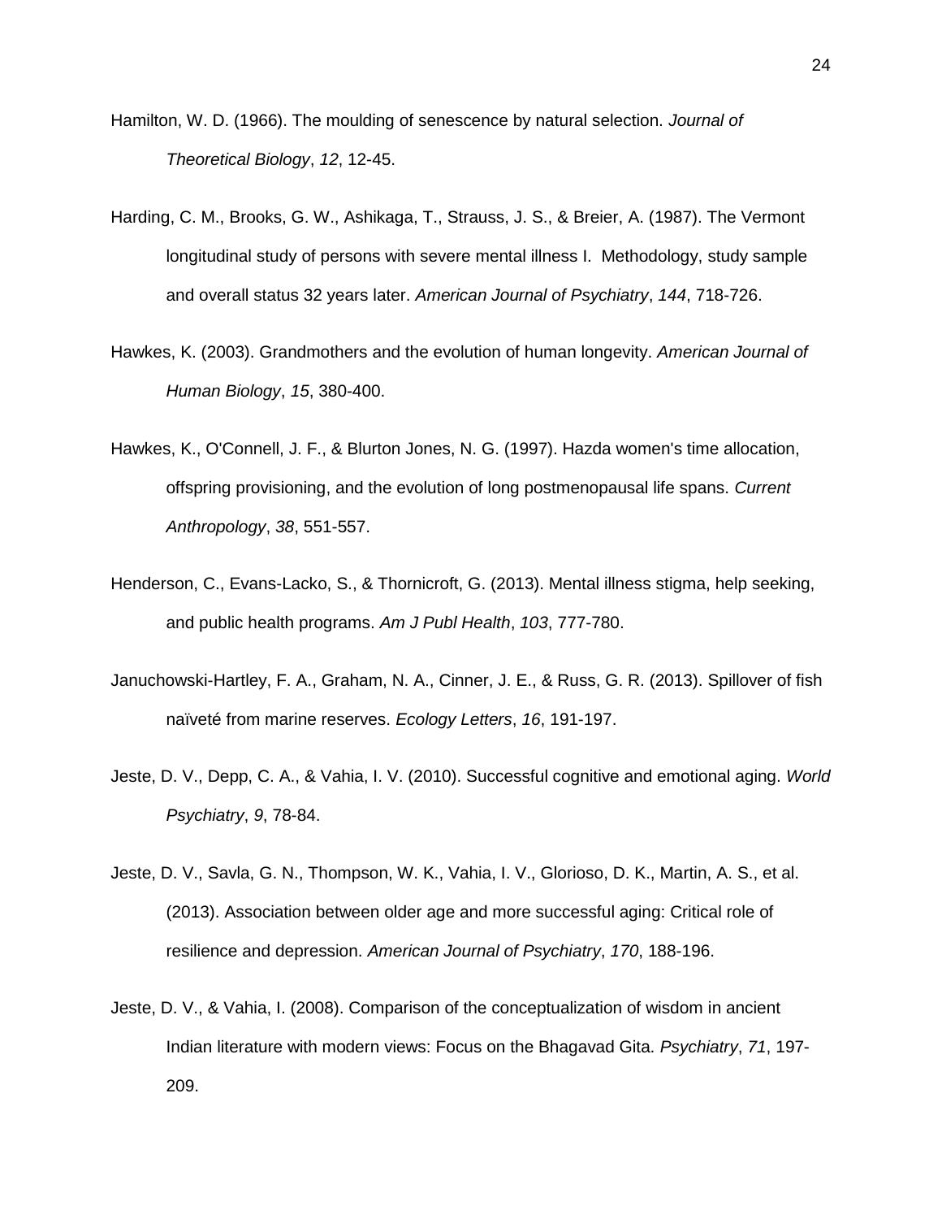Hamilton, W. D. (1966). The moulding of senescence by natural selection. *Journal of Theoretical Biology*, *12*, 12-45.

Harding, C. M., Brooks, G. W., Ashikaga, T., Strauss, J. S., & Breier, A. (1987). The Vermont longitudinal study of persons with severe mental illness I. Methodology, study sample and overall status 32 years later. *American Journal of Psychiatry*, *144*, 718-726.

Hawkes, K. (2003). Grandmothers and the evolution of human longevity. *American Journal of Human Biology*, *15*, 380-400.

Hawkes, K., O'Connell, J. F., & Blurton Jones, N. G. (1997). Hazda women's time allocation, offspring provisioning, and the evolution of long postmenopausal life spans. *Current Anthropology*, *38*, 551-557.

Henderson, C., Evans-Lacko, S., & Thornicroft, G. (2013). Mental illness stigma, help seeking, and public health programs. *Am J Publ Health*, *103*, 777-780.

Januchowski-Hartley, F. A., Graham, N. A., Cinner, J. E., & Russ, G. R. (2013). Spillover of fish naïveté from marine reserves. *Ecology Letters*, *16*, 191-197.

Jeste, D. V., Depp, C. A., & Vahia, I. V. (2010). Successful cognitive and emotional aging. *World Psychiatry*, *9*, 78-84.

Jeste, D. V., Savla, G. N., Thompson, W. K., Vahia, I. V., Glorioso, D. K., Martin, A. S., et al. (2013). Association between older age and more successful aging: Critical role of resilience and depression. *American Journal of Psychiatry*, *170*, 188-196.

Jeste, D. V., & Vahia, I. (2008). Comparison of the conceptualization of wisdom in ancient Indian literature with modern views: Focus on the Bhagavad Gita. *Psychiatry*, *71*, 197-209.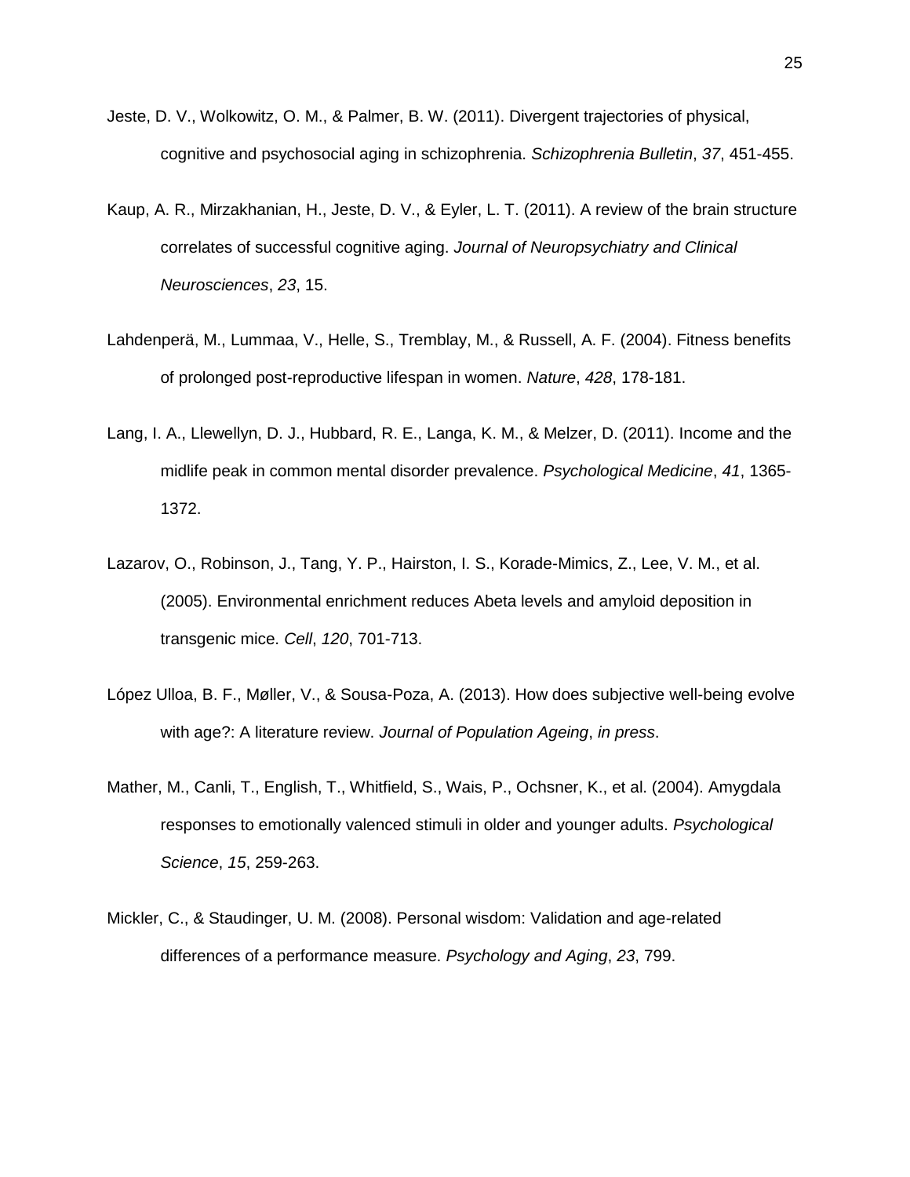Jeste, D. V., Wolkowitz, O. M., & Palmer, B. W. (2011). Divergent trajectories of physical, cognitive and psychosocial aging in schizophrenia. *Schizophrenia Bulletin*, *37*, 451-455.

Kaup, A. R., Mirzakhanian, H., Jeste, D. V., & Eyler, L. T. (2011). A review of the brain structure correlates of successful cognitive aging. *Journal of Neuropsychiatry and Clinical Neurosciences*, *23*, 15.

Lahdenperä, M., Lummaa, V., Helle, S., Tremblay, M., & Russell, A. F. (2004). Fitness benefits of prolonged post-reproductive lifespan in women. *Nature*, *428*, 178-181.

Lang, I. A., Llewellyn, D. J., Hubbard, R. E., Langa, K. M., & Melzer, D. (2011). Income and the midlife peak in common mental disorder prevalence. *Psychological Medicine*, *41*, 1365-1372.

Lazarov, O., Robinson, J., Tang, Y. P., Hairston, I. S., Korade-Mimics, Z., Lee, V. M., et al. (2005). Environmental enrichment reduces Abeta levels and amyloid deposition in transgenic mice. *Cell*, *120*, 701-713.

López Ulloa, B. F., Møller, V., & Sousa-Poza, A. (2013). How does subjective well-being evolve with age?: A literature review. *Journal of Population Ageing*, *in press*.

Mather, M., Canli, T., English, T., Whitfield, S., Wais, P., Ochsner, K., et al. (2004). Amygdala responses to emotionally valenced stimuli in older and younger adults. *Psychological Science*, *15*, 259-263.

Mickler, C., & Staudinger, U. M. (2008). Personal wisdom: Validation and age-related differences of a performance measure. *Psychology and Aging*, *23*, 799.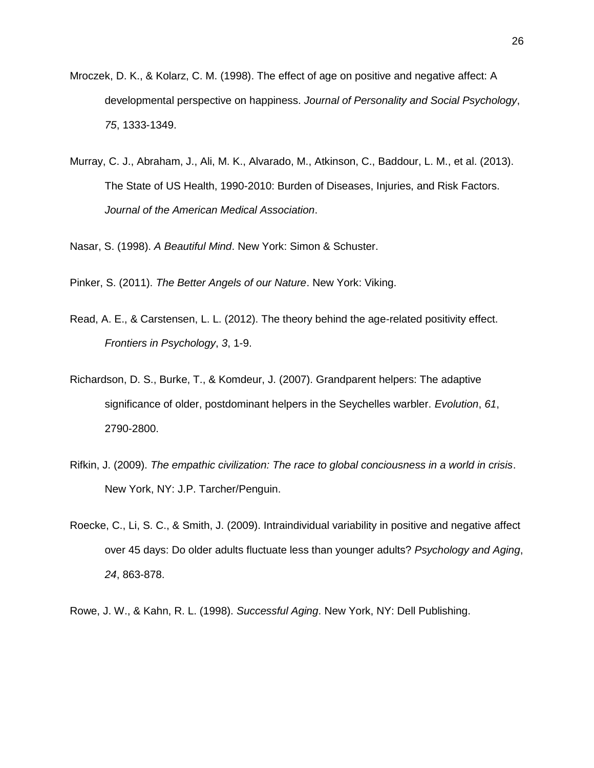Mroczek, D. K., & Kolarz, C. M. (1998). The effect of age on positive and negative affect: A developmental perspective on happiness. *Journal of Personality and Social Psychology*, *75*, 1333-1349.

Murray, C. J., Abraham, J., Ali, M. K., Alvarado, M., Atkinson, C., Baddour, L. M., et al. (2013). The State of US Health, 1990-2010: Burden of Diseases, Injuries, and Risk Factors. *Journal of the American Medical Association*.

Nasar, S. (1998). *A Beautiful Mind*. New York: Simon & Schuster.

Pinker, S. (2011). *The Better Angels of our Nature*. New York: Viking.

Read, A. E., & Carstensen, L. L. (2012). The theory behind the age-related positivity effect. *Frontiers in Psychology*, *3*, 1-9.

Richardson, D. S., Burke, T., & Komdeur, J. (2007). Grandparent helpers: The adaptive significance of older, postdominant helpers in the Seychelles warbler. *Evolution*, *61*, 2790-2800.

Rifkin, J. (2009). *The empathic civilization: The race to global conciousness in a world in crisis*. New York, NY: J.P. Tarcher/Penguin.

Roecke, C., Li, S. C., & Smith, J. (2009). Intraindividual variability in positive and negative affect over 45 days: Do older adults fluctuate less than younger adults? *Psychology and Aging*, *24*, 863-878.

Rowe, J. W., & Kahn, R. L. (1998). *Successful Aging*. New York, NY: Dell Publishing.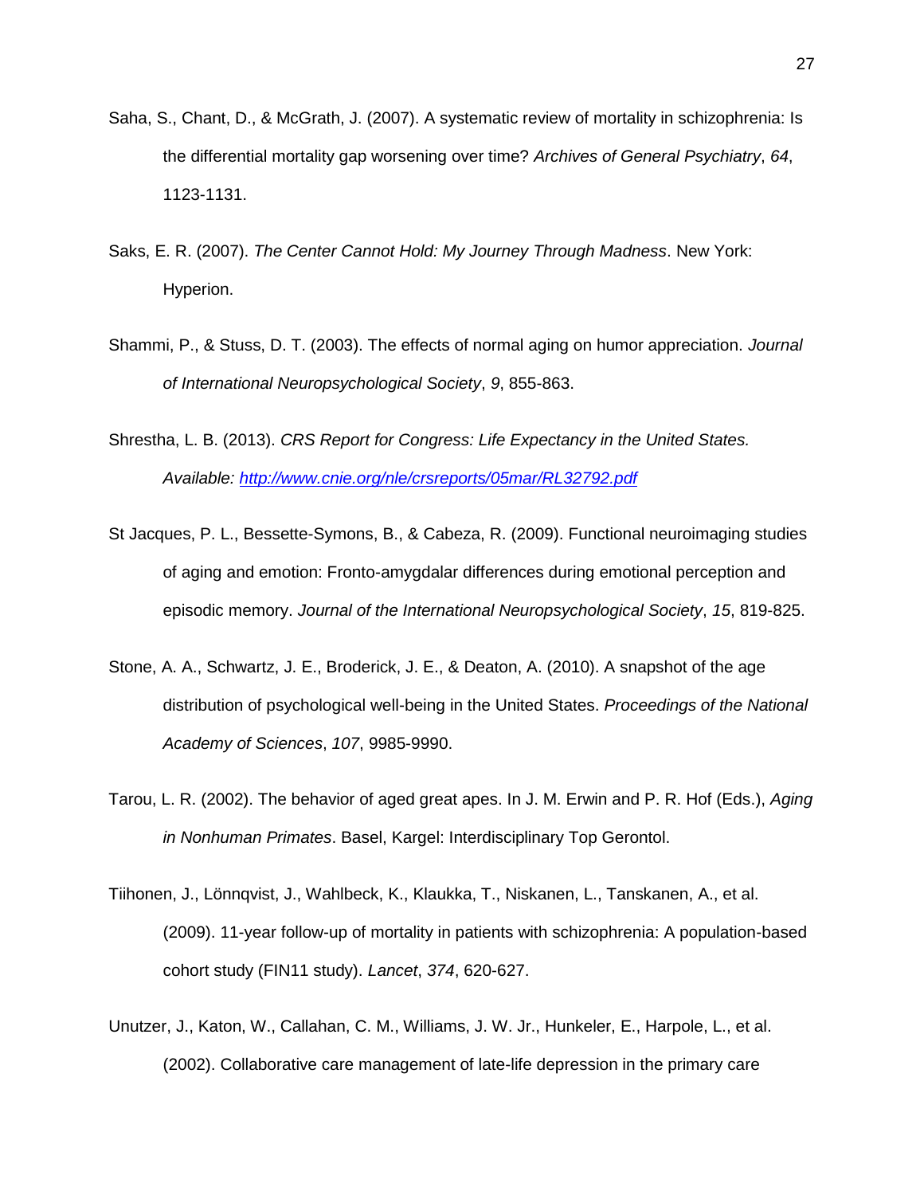Saha, S., Chant, D., & McGrath, J. (2007). A systematic review of mortality in schizophrenia: Is the differential mortality gap worsening over time? *Archives of General Psychiatry*, *64*, 1123-1131.

Saks, E. R. (2007). *The Center Cannot Hold: My Journey Through Madness*. New York: Hyperion.

Shammi, P., & Stuss, D. T. (2003). The effects of normal aging on humor appreciation. *Journal of International Neuropsychological Society*, *9*, 855-863.

Shrestha, L. B. (2013). *CRS Report for Congress: Life Expectancy in the United States. Available: [http://www.cnie.org/nle/crsreports/05mar/RL32792.pdf](http://www.cnie.org/nle/crsreports/05mar/RL32792.pdf)*

St Jacques, P. L., Bessette-Symons, B., & Cabeza, R. (2009). Functional neuroimaging studies of aging and emotion: Fronto-amygdalar differences during emotional perception and episodic memory. *Journal of the International Neuropsychological Society*, *15*, 819-825.

Stone, A. A., Schwartz, J. E., Broderick, J. E., & Deaton, A. (2010). A snapshot of the age distribution of psychological well-being in the United States. *Proceedings of the National Academy of Sciences*, *107*, 9985-9990.

Tarou, L. R. (2002). The behavior of aged great apes. In J. M. Erwin and P. R. Hof (Eds.), *Aging in Nonhuman Primates*. Basel, Kargel: Interdisciplinary Top Gerontol.

Tiihonen, J., Lönnqvist, J., Wahlbeck, K., Klaukka, T., Niskanen, L., Tanskanen, A., et al. (2009). 11-year follow-up of mortality in patients with schizophrenia: A population-based cohort study (FIN11 study). *Lancet*, *374*, 620-627.

Unutzer, J., Katon, W., Callahan, C. M., Williams, J. W. Jr., Hunkeler, E., Harpole, L., et al. (2002). Collaborative care management of late-life depression in the primary care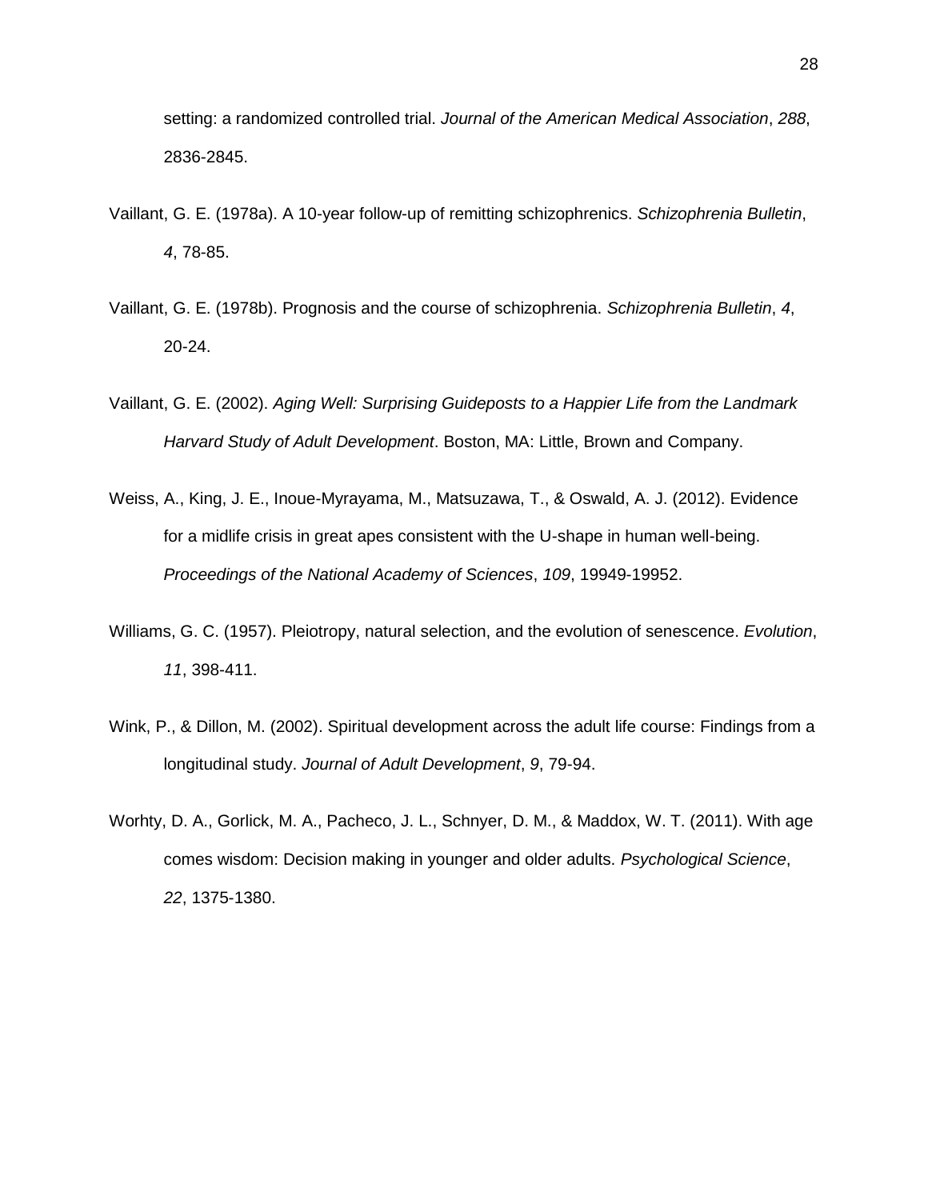setting: a randomized controlled trial. *Journal of the American Medical Association*, *288*, 2836-2845.

Vaillant, G. E. (1978a). A 10-year follow-up of remitting schizophrenics. *Schizophrenia Bulletin*, *4*, 78-85.

Vaillant, G. E. (1978b). Prognosis and the course of schizophrenia. *Schizophrenia Bulletin*, *4*, 20-24.

Vaillant, G. E. (2002). *Aging Well: Surprising Guideposts to a Happier Life from the Landmark Harvard Study of Adult Development*. Boston, MA: Little, Brown and Company.

Weiss, A., King, J. E., Inoue-Myrayama, M., Matsuzawa, T., & Oswald, A. J. (2012). Evidence for a midlife crisis in great apes consistent with the U-shape in human well-being. *Proceedings of the National Academy of Sciences*, *109*, 19949-19952.

Williams, G. C. (1957). Pleiotropy, natural selection, and the evolution of senescence. *Evolution*, *11*, 398-411.

Wink, P., & Dillon, M. (2002). Spiritual development across the adult life course: Findings from a longitudinal study. *Journal of Adult Development*, *9*, 79-94.

Worhty, D. A., Gorlick, M. A., Pacheco, J. L., Schnyer, D. M., & Maddox, W. T. (2011). With age comes wisdom: Decision making in younger and older adults. *Psychological Science*, *22*, 1375-1380.